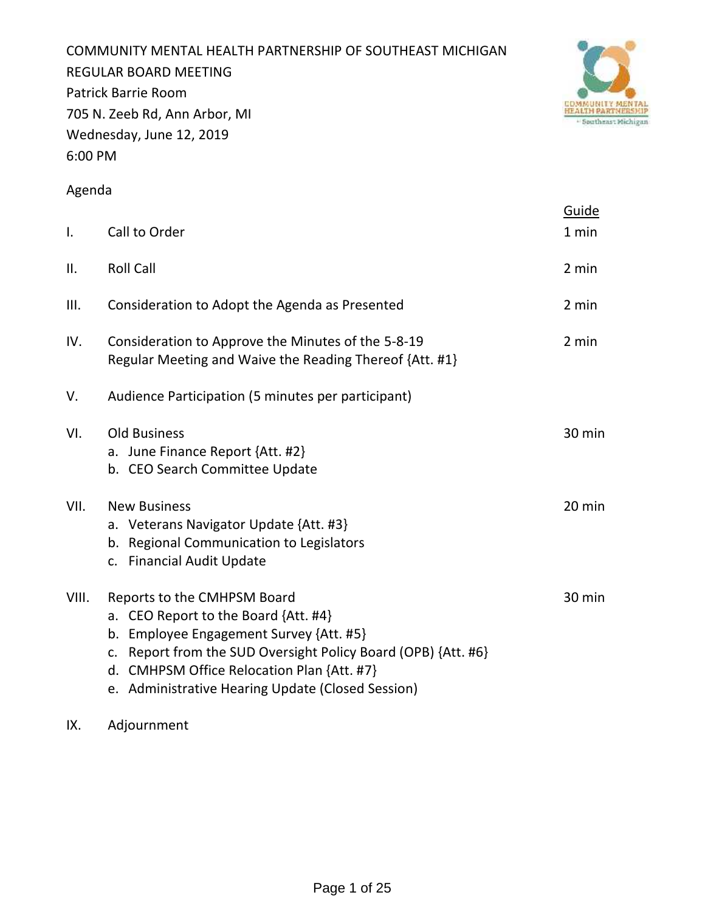COMMUNITY MENTAL HEALTH PARTNERSHIP OF SOUTHEAST MICHIGAN
REGULAR BOARD MEETING
Patrick Barrie Room
705 N. Zeeb Rd, Ann Arbor, MI
Wednesday, June 12, 2019
6:00 PM

Agenda

| | | Guide |
|---|---|---|
| I. | Call to Order | 1 min |
| II. | Roll Call | 2 min |
| III. | Consideration to Adopt the Agenda as Presented | 2 min |
| IV. | Consideration to Approve the Minutes of the 5-8-19 Regular Meeting and Waive the Reading Thereof {Att. #1} | 2 min |
| V. | Audience Participation (5 minutes per participant) | |
| VI. | Old Business<br>a. June Finance Report {Att. #2}<br>b. CEO Search Committee Update | 30 min |
| VII. | New Business<br>a. Veterans Navigator Update {Att. #3}<br>b. Regional Communication to Legislators<br>c. Financial Audit Update | 20 min |
| VIII. | Reports to the CMHPSM Board<br>a. CEO Report to the Board {Att. #4}<br>b. Employee Engagement Survey {Att. #5}<br>c. Report from the SUD Oversight Policy Board (OPB) {Att. #6}<br>d. CMHPSM Office Relocation Plan {Att. #7}<br>e. Administrative Hearing Update (Closed Session) | 30 min |
| IX. | Adjournment | |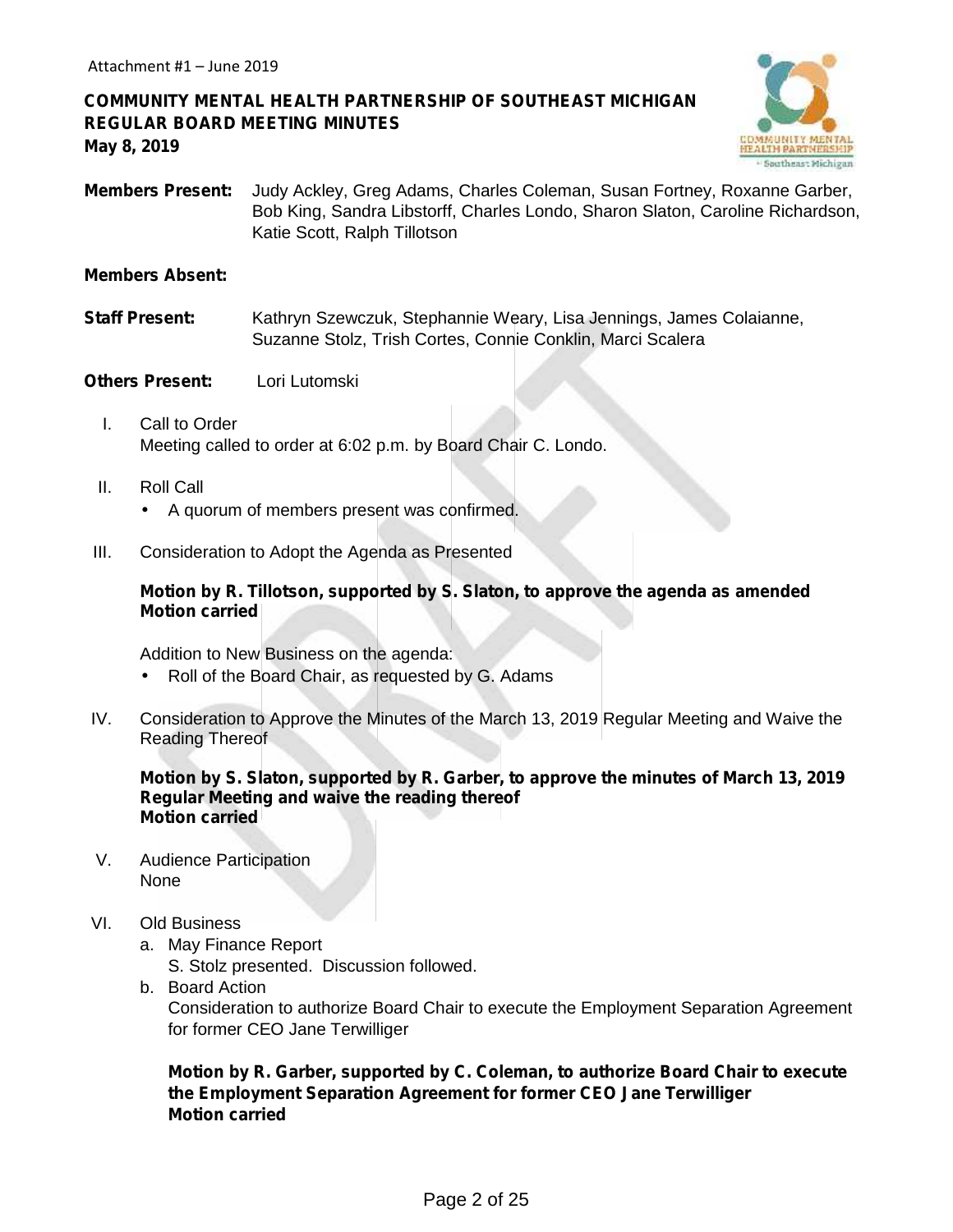Attachment #1 – June 2019

# COMMUNITY MENTAL HEALTH PARTNERSHIP OF SOUTHEAST MICHIGAN
## REGULAR BOARD MEETING MINUTES
**May 8, 2019**

**Members Present:** Judy Ackley, Greg Adams, Charles Coleman, Susan Fortney, Roxanne Garber, Bob King, Sandra Libstorff, Charles Londo, Sharon Slaton, Caroline Richardson, Katie Scott, Ralph Tillotson

**Members Absent:**

**Staff Present:** Kathryn Szewczuk, Stephannie Weary, Lisa Jennings, James Colaianne, Suzanne Stolz, Trish Cortes, Connie Conklin, Marci Scalera

**Others Present:** Lori Lutomski

I. Call to Order
Meeting called to order at 6:02 p.m. by Board Chair C. Londo.

II. Roll Call
- A quorum of members present was confirmed.

III. Consideration to Adopt the Agenda as Presented

**Motion by R. Tillotson, supported by S. Slaton, to approve the agenda as amended**
**Motion carried**

Addition to New Business on the agenda:
- Roll of the Board Chair, as requested by G. Adams

IV. Consideration to Approve the Minutes of the March 13, 2019 Regular Meeting and Waive the Reading Thereof

**Motion by S. Slaton, supported by R. Garber, to approve the minutes of March 13, 2019 Regular Meeting and waive the reading thereof**
**Motion carried**

V. Audience Participation
None

VI. Old Business
a. May Finance Report
S. Stolz presented. Discussion followed.
b. Board Action
Consideration to authorize Board Chair to execute the Employment Separation Agreement for former CEO Jane Terwilliger

**Motion by R. Garber, supported by C. Coleman, to authorize Board Chair to execute the Employment Separation Agreement for former CEO Jane Terwilliger**
**Motion carried**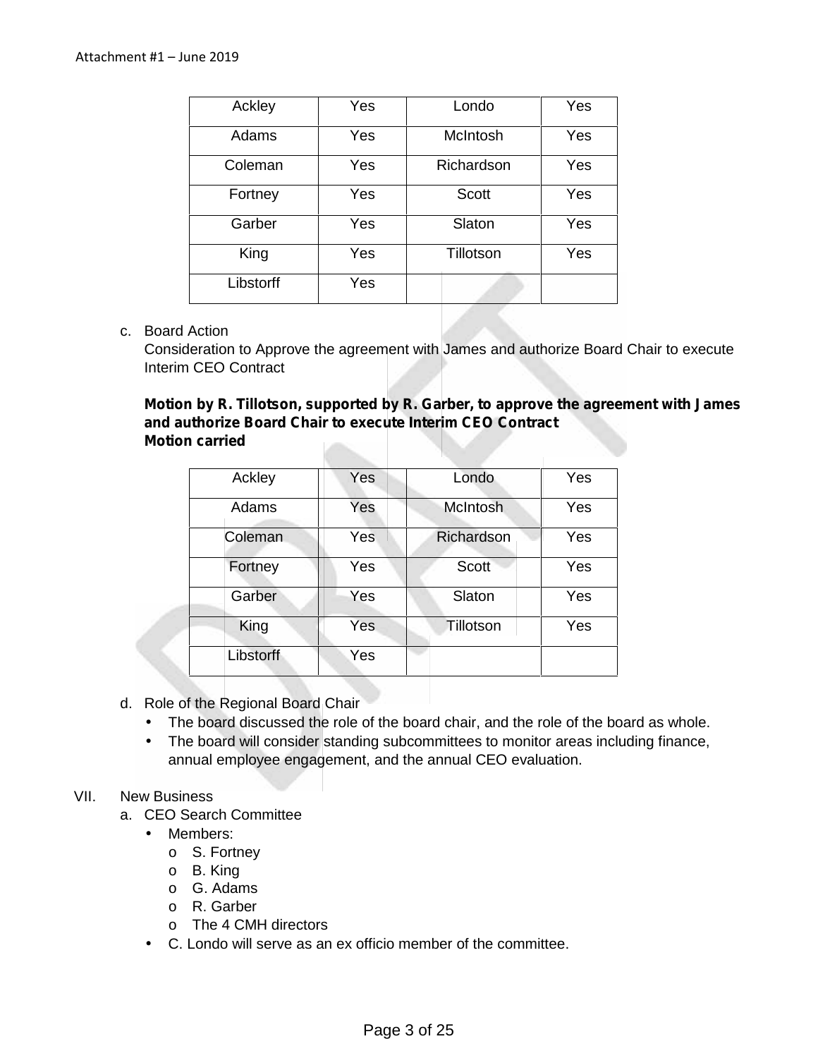Attachment #1 – June 2019

| Ackley | Yes | Londo | Yes |
|---|---|---|---|
| Adams | Yes | McIntosh | Yes |
| Coleman | Yes | Richardson | Yes |
| Fortney | Yes | Scott | Yes |
| Garber | Yes | Slaton | Yes |
| King | Yes | Tillotson | Yes |
| Libstorff | Yes | | |

c. Board Action
Consideration to Approve the agreement with James and authorize Board Chair to execute Interim CEO Contract

**Motion by R. Tillotson, supported by R. Garber, to approve the agreement with James and authorize Board Chair to execute Interim CEO Contract**
**Motion carried**

| Ackley | Yes | Londo | Yes |
|---|---|---|---|
| Adams | Yes | McIntosh | Yes |
| Coleman | Yes | Richardson | Yes |
| Fortney | Yes | Scott | Yes |
| Garber | Yes | Slaton | Yes |
| King | Yes | Tillotson | Yes |
| Libstorff | Yes | | |

d. Role of the Regional Board Chair
- The board discussed the role of the board chair, and the role of the board as whole.
- The board will consider standing subcommittees to monitor areas including finance, annual employee engagement, and the annual CEO evaluation.

VII. New Business
a. CEO Search Committee
- Members:
  - S. Fortney
  - B. King
  - G. Adams
  - R. Garber
  - The 4 CMH directors
- C. Londo will serve as an ex officio member of the committee.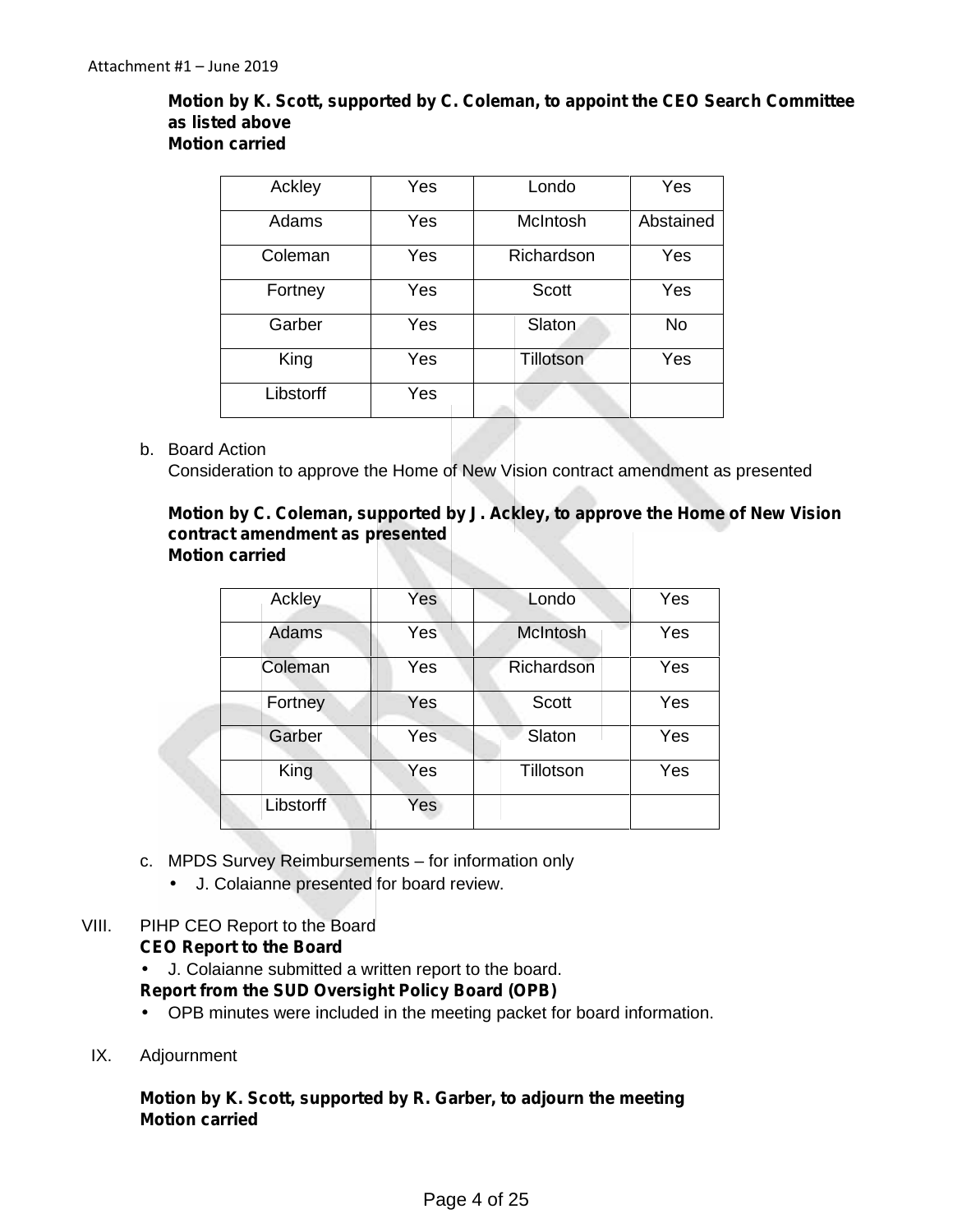Attachment #1 – June 2019

**Motion by K. Scott, supported by C. Coleman, to appoint the CEO Search Committee as listed above**
**Motion carried**

| Ackley | Yes | Londo | Yes |
|---|---|---|---|
| Adams | Yes | McIntosh | Abstained |
| Coleman | Yes | Richardson | Yes |
| Fortney | Yes | Scott | Yes |
| Garber | Yes | Slaton | No |
| King | Yes | Tillotson | Yes |
| Libstorff | Yes | | |

b. Board Action
   Consideration to approve the Home of New Vision contract amendment as presented

   **Motion by C. Coleman, supported by J. Ackley, to approve the Home of New Vision contract amendment as presented**
   **Motion carried**

| Ackley | Yes | Londo | Yes |
|---|---|---|---|
| Adams | Yes | McIntosh | Yes |
| Coleman | Yes | Richardson | Yes |
| Fortney | Yes | Scott | Yes |
| Garber | Yes | Slaton | Yes |
| King | Yes | Tillotson | Yes |
| Libstorff | Yes | | |

c. MPDS Survey Reimbursements – for information only
   - J. Colaianne presented for board review.

VIII. PIHP CEO Report to the Board

**CEO Report to the Board**
- J. Colaianne submitted a written report to the board.

**Report from the SUD Oversight Policy Board (OPB)**
- OPB minutes were included in the meeting packet for board information.

IX. Adjournment

**Motion by K. Scott, supported by R. Garber, to adjourn the meeting**
**Motion carried**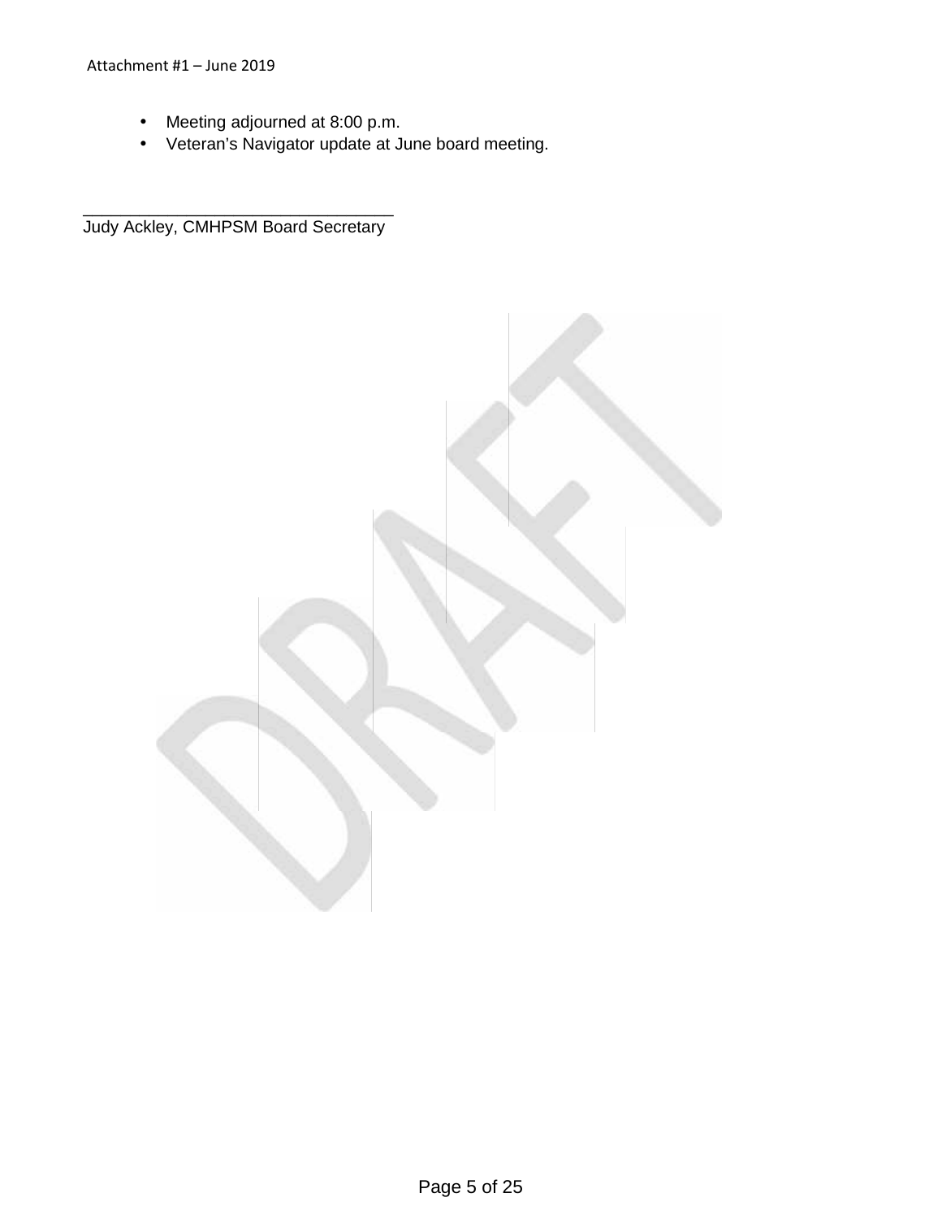- Meeting adjourned at 8:00 p.m.
- Veteran's Navigator update at June board meeting.

\_\_\_\_\_\_\_\_\_\_\_\_\_\_\_\_\_\_\_\_\_\_\_\_\_\_\_\_\_\_\_\_\_\_\_

Judy Ackley, CMHPSM Board Secretary

DRAFT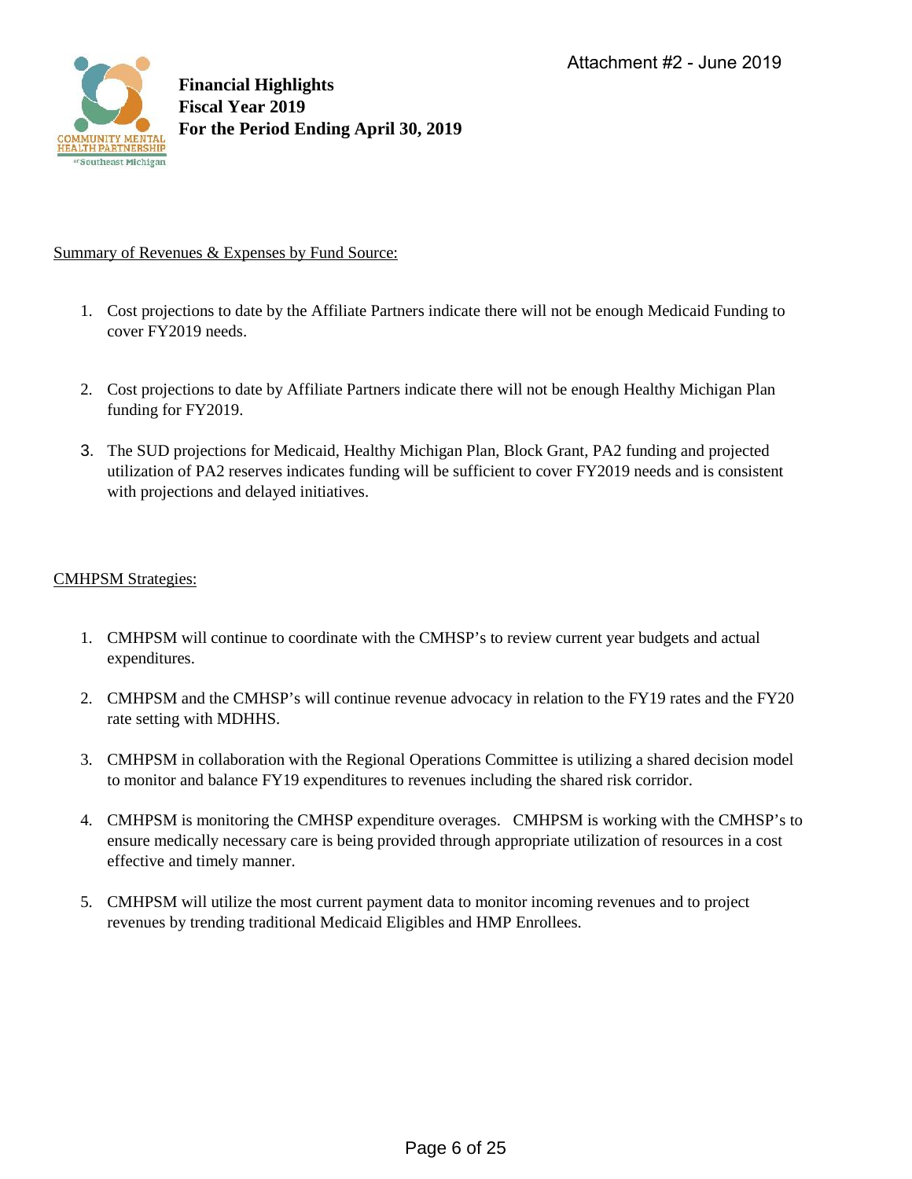Attachment #2 - June 2019

**Financial Highlights**
**Fiscal Year 2019**
**For the Period Ending April 30, 2019**

Summary of Revenues & Expenses by Fund Source:

1. Cost projections to date by the Affiliate Partners indicate there will not be enough Medicaid Funding to cover FY2019 needs.

2. Cost projections to date by Affiliate Partners indicate there will not be enough Healthy Michigan Plan funding for FY2019.

3. The SUD projections for Medicaid, Healthy Michigan Plan, Block Grant, PA2 funding and projected utilization of PA2 reserves indicates funding will be sufficient to cover FY2019 needs and is consistent with projections and delayed initiatives.

CMHPSM Strategies:

1. CMHPSM will continue to coordinate with the CMHSP's to review current year budgets and actual expenditures.

2. CMHPSM and the CMHSP's will continue revenue advocacy in relation to the FY19 rates and the FY20 rate setting with MDHHS.

3. CMHPSM in collaboration with the Regional Operations Committee is utilizing a shared decision model to monitor and balance FY19 expenditures to revenues including the shared risk corridor.

4. CMHPSM is monitoring the CMHSP expenditure overages. CMHPSM is working with the CMHSP's to ensure medically necessary care is being provided through appropriate utilization of resources in a cost effective and timely manner.

5. CMHPSM will utilize the most current payment data to monitor incoming revenues and to project revenues by trending traditional Medicaid Eligibles and HMP Enrollees.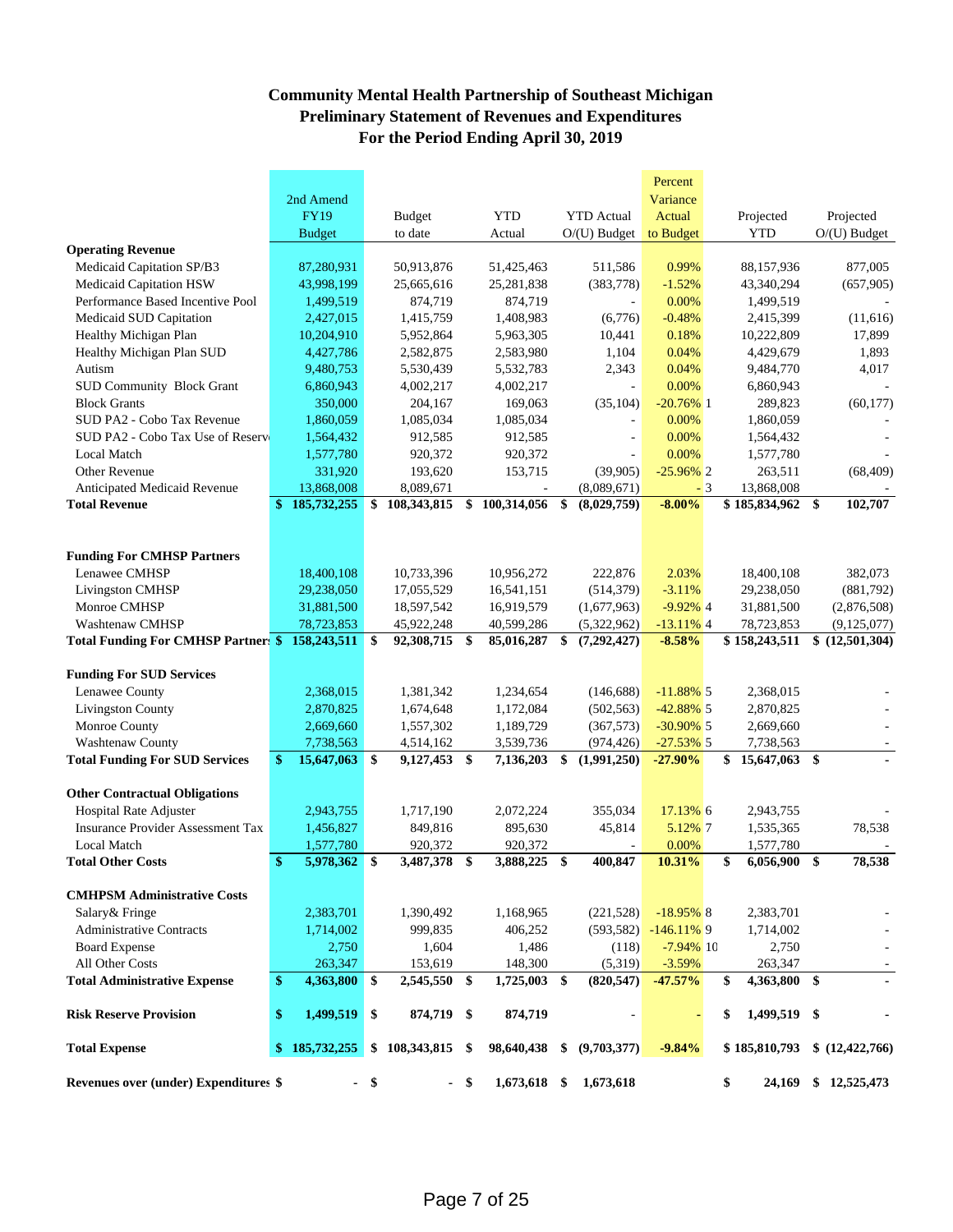# Community Mental Health Partnership of Southeast Michigan
## Preliminary Statement of Revenues and Expenditures
## For the Period Ending April 30, 2019

| | 2nd Amend FY19 Budget | Budget to date | YTD Actual | YTD Actual O/(U) Budget | Percent Variance Actual to Budget | | Projected YTD | Projected O/(U) Budget |
|---|---|---|---|---|---|---|---|---|
| **Operating Revenue** | | | | | | | | |
| Medicaid Capitation SP/B3 | 87,280,931 | 50,913,876 | 51,425,463 | 511,586 | 0.99% | | 88,157,936 | 877,005 |
| Medicaid Capitation HSW | 43,998,199 | 25,665,616 | 25,281,838 | (383,778) | -1.52% | | 43,340,294 | (657,905) |
| Performance Based Incentive Pool | 1,499,519 | 874,719 | 874,719 | - | 0.00% | | 1,499,519 | - |
| Medicaid SUD Capitation | 2,427,015 | 1,415,759 | 1,408,983 | (6,776) | -0.48% | | 2,415,399 | (11,616) |
| Healthy Michigan Plan | 10,204,910 | 5,952,864 | 5,963,305 | 10,441 | 0.18% | | 10,222,809 | 17,899 |
| Healthy Michigan Plan SUD | 4,427,786 | 2,582,875 | 2,583,980 | 1,104 | 0.04% | | 4,429,679 | 1,893 |
| Autism | 9,480,753 | 5,530,439 | 5,532,783 | 2,343 | 0.04% | | 9,484,770 | 4,017 |
| SUD Community Block Grant | 6,860,943 | 4,002,217 | 4,002,217 | - | 0.00% | | 6,860,943 | - |
| Block Grants | 350,000 | 204,167 | 169,063 | (35,104) | -20.76% | 1 | 289,823 | (60,177) |
| SUD PA2 - Cobo Tax Revenue | 1,860,059 | 1,085,034 | 1,085,034 | - | 0.00% | | 1,860,059 | - |
| SUD PA2 - Cobo Tax Use of Reserve | 1,564,432 | 912,585 | 912,585 | - | 0.00% | | 1,564,432 | - |
| Local Match | 1,577,780 | 920,372 | 920,372 | - | 0.00% | | 1,577,780 | - |
| Other Revenue | 331,920 | 193,620 | 153,715 | (39,905) | -25.96% | 2 | 263,511 | (68,409) |
| Anticipated Medicaid Revenue | 13,868,008 | 8,089,671 | - | (8,089,671) | - | 3 | 13,868,008 | - |
| **Total Revenue** | **$ 185,732,255** | **$ 108,343,815** | **$ 100,314,056** | **$ (8,029,759)** | **-8.00%** | | **$ 185,834,962** | **$ 102,707** |
| | | | | | | | | |
| **Funding For CMHSP Partners** | | | | | | | | |
| Lenawee CMHSP | 18,400,108 | 10,733,396 | 10,956,272 | 222,876 | 2.03% | | 18,400,108 | 382,073 |
| Livingston CMHSP | 29,238,050 | 17,055,529 | 16,541,151 | (514,379) | -3.11% | | 29,238,050 | (881,792) |
| Monroe CMHSP | 31,881,500 | 18,597,542 | 16,919,579 | (1,677,963) | -9.92% | 4 | 31,881,500 | (2,876,508) |
| Washtenaw CMHSP | 78,723,853 | 45,922,248 | 40,599,286 | (5,322,962) | -13.11% | 4 | 78,723,853 | (9,125,077) |
| **Total Funding For CMHSP Partners** | **$ 158,243,511** | **$ 92,308,715** | **$ 85,016,287** | **$ (7,292,427)** | **-8.58%** | | **$ 158,243,511** | **$ (12,501,304)** |
| | | | | | | | | |
| **Funding For SUD Services** | | | | | | | | |
| Lenawee County | 2,368,015 | 1,381,342 | 1,234,654 | (146,688) | -11.88% | 5 | 2,368,015 | - |
| Livingston County | 2,870,825 | 1,674,648 | 1,172,084 | (502,563) | -42.88% | 5 | 2,870,825 | - |
| Monroe County | 2,669,660 | 1,557,302 | 1,189,729 | (367,573) | -30.90% | 5 | 2,669,660 | - |
| Washtenaw County | 7,738,563 | 4,514,162 | 3,539,736 | (974,426) | -27.53% | 5 | 7,738,563 | - |
| **Total Funding For SUD Services** | **$ 15,647,063** | **$ 9,127,453** | **$ 7,136,203** | **$ (1,991,250)** | **-27.90%** | | **$ 15,647,063** | **$ -** |
| | | | | | | | | |
| **Other Contractual Obligations** | | | | | | | | |
| Hospital Rate Adjuster | 2,943,755 | 1,717,190 | 2,072,224 | 355,034 | 17.13% | 6 | 2,943,755 | - |
| Insurance Provider Assessment Tax | 1,456,827 | 849,816 | 895,630 | 45,814 | 5.12% | 7 | 1,535,365 | 78,538 |
| Local Match | 1,577,780 | 920,372 | 920,372 | - | 0.00% | | 1,577,780 | - |
| **Total Other Costs** | **$ 5,978,362** | **$ 3,487,378** | **$ 3,888,225** | **$ 400,847** | **10.31%** | | **$ 6,056,900** | **$ 78,538** |
| | | | | | | | | |
| **CMHPSM Administrative Costs** | | | | | | | | |
| Salary& Fringe | 2,383,701 | 1,390,492 | 1,168,965 | (221,528) | -18.95% | 8 | 2,383,701 | - |
| Administrative Contracts | 1,714,002 | 999,835 | 406,252 | (593,582) | -146.11% | 9 | 1,714,002 | - |
| Board Expense | 2,750 | 1,604 | 1,486 | (118) | -7.94% | 10 | 2,750 | - |
| All Other Costs | 263,347 | 153,619 | 148,300 | (5,319) | -3.59% | | 263,347 | - |
| **Total Administrative Expense** | **$ 4,363,800** | **$ 2,545,550** | **$ 1,725,003** | **$ (820,547)** | **-47.57%** | | **$ 4,363,800** | **$ -** |
| | | | | | | | | |
| **Risk Reserve Provision** | **$ 1,499,519** | **$ 874,719** | **$ 874,719** | **-** | **-** | | **$ 1,499,519** | **$ -** |
| | | | | | | | | |
| **Total Expense** | **$ 185,732,255** | **$ 108,343,815** | **$ 98,640,438** | **$ (9,703,377)** | **-9.84%** | | **$ 185,810,793** | **$ (12,422,766)** |
| | | | | | | | | |
| **Revenues over (under) Expenditures** | **$ -** | **$ -** | **$ 1,673,618** | **$ 1,673,618** | | | **$ 24,169** | **$ 12,525,473** |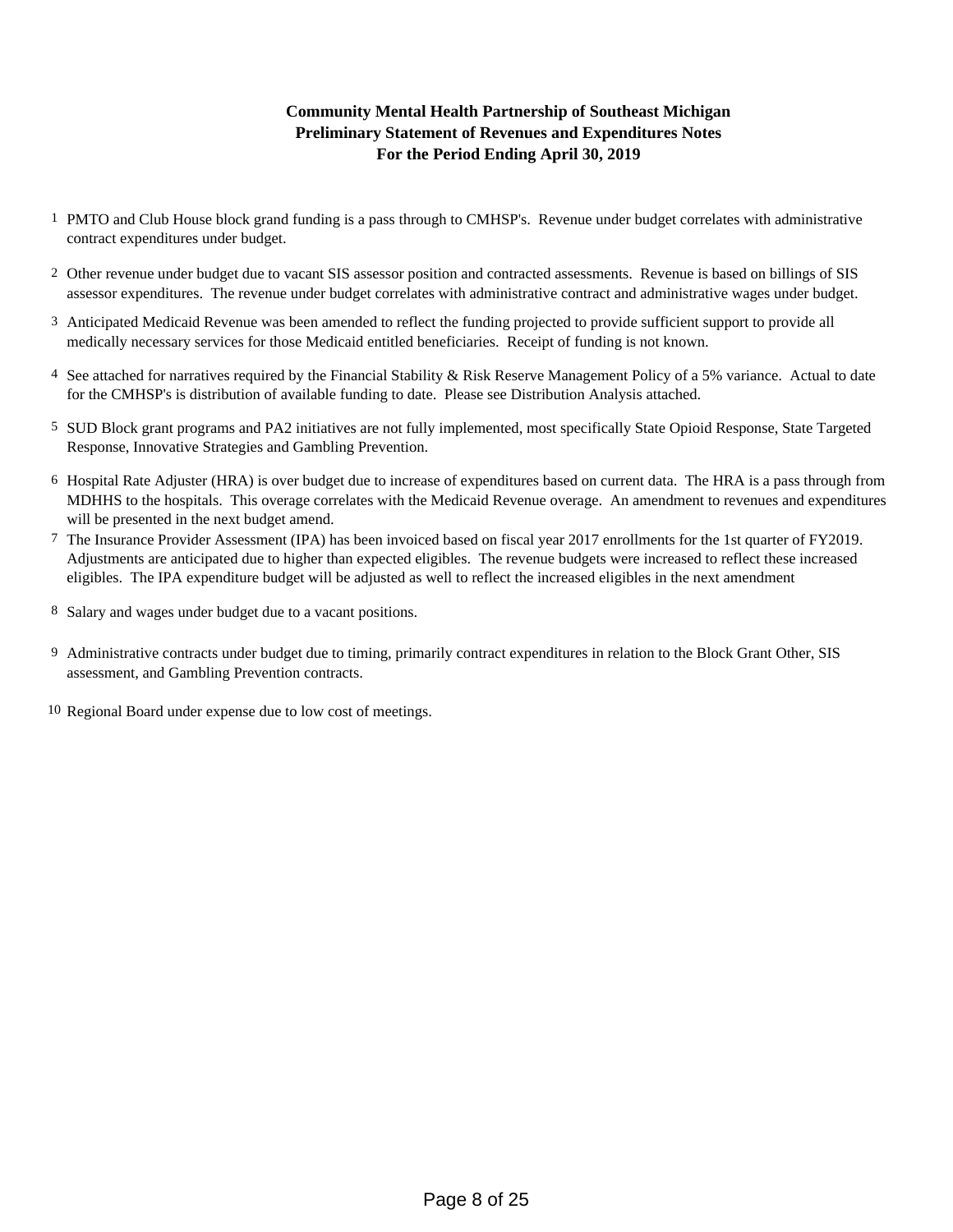**Community Mental Health Partnership of Southeast Michigan**
**Preliminary Statement of Revenues and Expenditures Notes**
**For the Period Ending April 30, 2019**

1. PMTO and Club House block grand funding is a pass through to CMHSP's. Revenue under budget correlates with administrative contract expenditures under budget.

2. Other revenue under budget due to vacant SIS assessor position and contracted assessments. Revenue is based on billings of SIS assessor expenditures. The revenue under budget correlates with administrative contract and administrative wages under budget.

3. Anticipated Medicaid Revenue was been amended to reflect the funding projected to provide sufficient support to provide all medically necessary services for those Medicaid entitled beneficiaries. Receipt of funding is not known.

4. See attached for narratives required by the Financial Stability & Risk Reserve Management Policy of a 5% variance. Actual to date for the CMHSP's is distribution of available funding to date. Please see Distribution Analysis attached.

5. SUD Block grant programs and PA2 initiatives are not fully implemented, most specifically State Opioid Response, State Targeted Response, Innovative Strategies and Gambling Prevention.

6. Hospital Rate Adjuster (HRA) is over budget due to increase of expenditures based on current data. The HRA is a pass through from MDHHS to the hospitals. This overage correlates with the Medicaid Revenue overage. An amendment to revenues and expenditures will be presented in the next budget amend.

7. The Insurance Provider Assessment (IPA) has been invoiced based on fiscal year 2017 enrollments for the 1st quarter of FY2019. Adjustments are anticipated due to higher than expected eligibles. The revenue budgets were increased to reflect these increased eligibles. The IPA expenditure budget will be adjusted as well to reflect the increased eligibles in the next amendment

8. Salary and wages under budget due to a vacant positions.

9. Administrative contracts under budget due to timing, primarily contract expenditures in relation to the Block Grant Other, SIS assessment, and Gambling Prevention contracts.

10. Regional Board under expense due to low cost of meetings.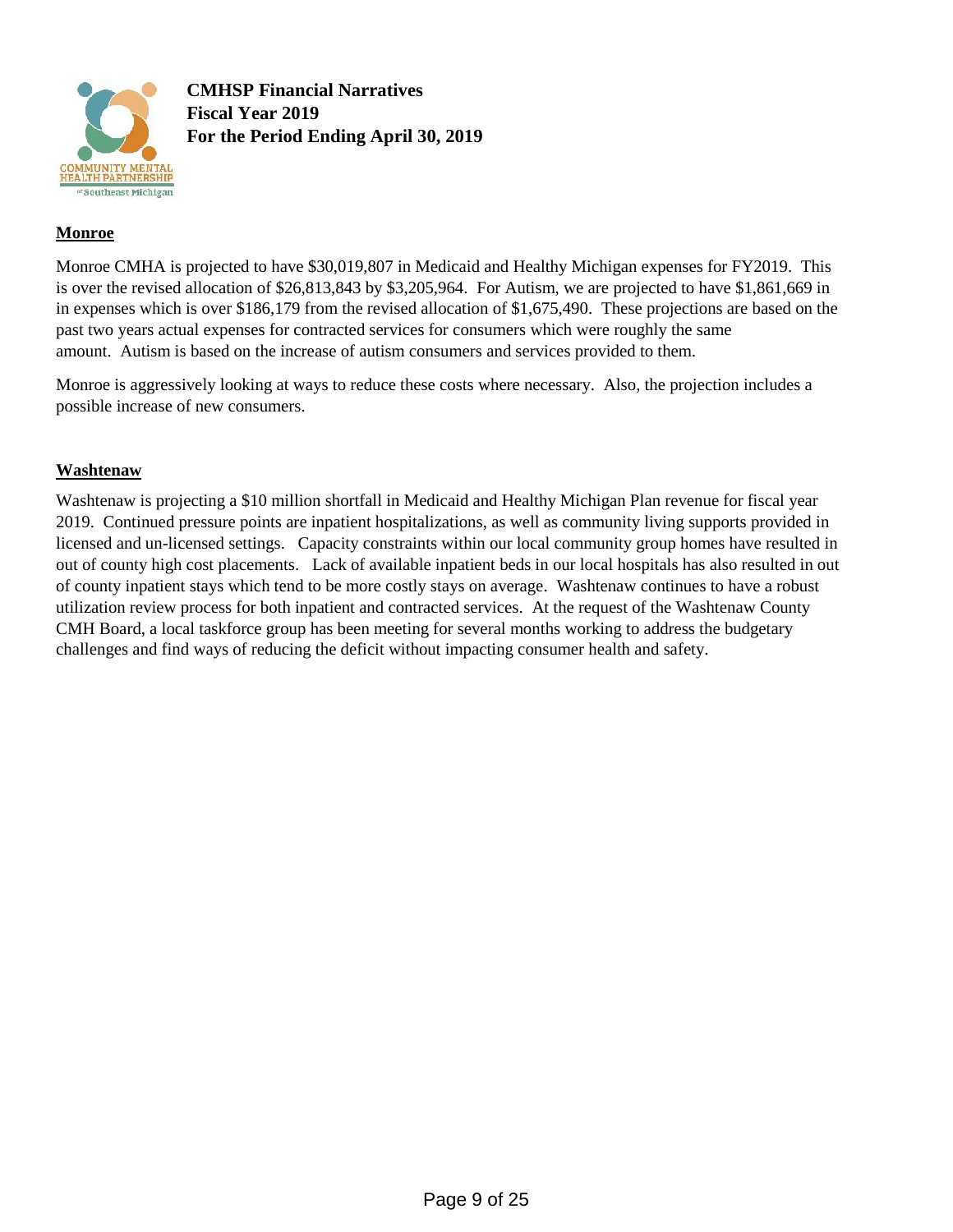**CMHSP Financial Narratives**
**Fiscal Year 2019**
**For the Period Ending April 30, 2019**

## Monroe

Monroe CMHA is projected to have $30,019,807 in Medicaid and Healthy Michigan expenses for FY2019. This is over the revised allocation of $26,813,843 by $3,205,964. For Autism, we are projected to have $1,861,669 in in expenses which is over $186,179 from the revised allocation of $1,675,490. These projections are based on the past two years actual expenses for contracted services for consumers which were roughly the same amount. Autism is based on the increase of autism consumers and services provided to them.

Monroe is aggressively looking at ways to reduce these costs where necessary. Also, the projection includes a possible increase of new consumers.

## Washtenaw

Washtenaw is projecting a $10 million shortfall in Medicaid and Healthy Michigan Plan revenue for fiscal year 2019. Continued pressure points are inpatient hospitalizations, as well as community living supports provided in licensed and un-licensed settings. Capacity constraints within our local community group homes have resulted in out of county high cost placements. Lack of available inpatient beds in our local hospitals has also resulted in out of county inpatient stays which tend to be more costly stays on average. Washtenaw continues to have a robust utilization review process for both inpatient and contracted services. At the request of the Washtenaw County CMH Board, a local taskforce group has been meeting for several months working to address the budgetary challenges and find ways of reducing the deficit without impacting consumer health and safety.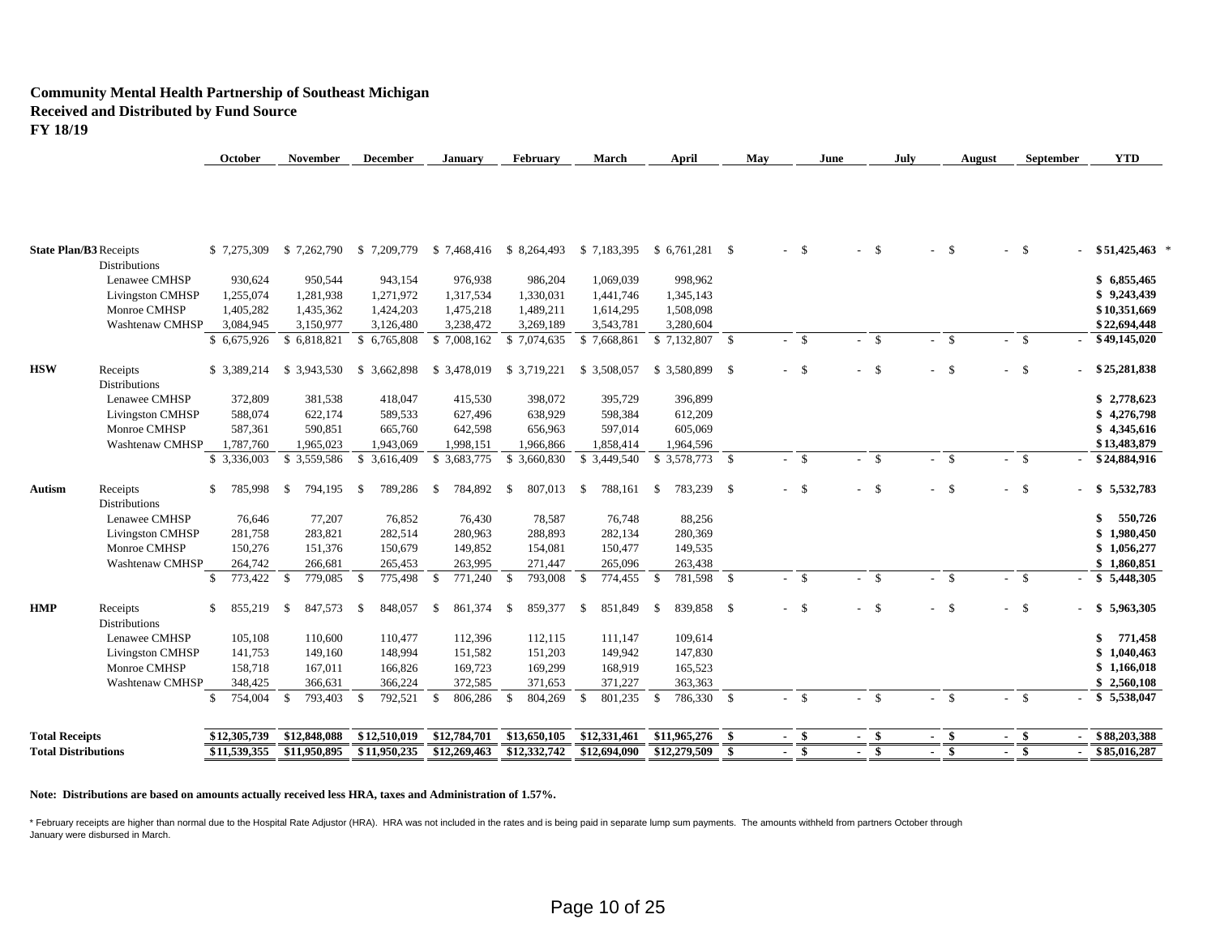**Community Mental Health Partnership of Southeast Michigan**
**Received and Distributed by Fund Source**
**FY 18/19**

| | | October | November | December | January | February | March | April | May | June | July | August | September | YTD |
|---|---|---|---|---|---|---|---|---|---|---|---|---|---|---|
| **State Plan/B3** | Receipts | $ 7,275,309 | $ 7,262,790 | $ 7,209,779 | $ 7,468,416 | $ 8,264,493 | $ 7,183,395 | $ 6,761,281 | $ - | $ - | $ - | $ - | $ - | **$ 51,425,463** * |
| | Distributions | | | | | | | | | | | | | |
| | Lenawee CMHSP | 930,624 | 950,544 | 943,154 | 976,938 | 986,204 | 1,069,039 | 998,962 | | | | | | **$ 6,855,465** |
| | Livingston CMHSP | 1,255,074 | 1,281,938 | 1,271,972 | 1,317,534 | 1,330,031 | 1,441,746 | 1,345,143 | | | | | | **$ 9,243,439** |
| | Monroe CMHSP | 1,405,282 | 1,435,362 | 1,424,203 | 1,475,218 | 1,489,211 | 1,614,295 | 1,508,098 | | | | | | **$ 10,351,669** |
| | Washtenaw CMHSP | 3,084,945 | 3,150,977 | 3,126,480 | 3,238,472 | 3,269,189 | 3,543,781 | 3,280,604 | | | | | | **$ 22,694,448** |
| | | $ 6,675,926 | $ 6,818,821 | $ 6,765,808 | $ 7,008,162 | $ 7,074,635 | $ 7,668,861 | $ 7,132,807 | $ - | $ - | $ - | $ - | $ - | **$ 49,145,020** |
| **HSW** | Receipts | $ 3,389,214 | $ 3,943,530 | $ 3,662,898 | $ 3,478,019 | $ 3,719,221 | $ 3,508,057 | $ 3,580,899 | $ - | $ - | $ - | $ - | $ - | **$ 25,281,838** |
| | Distributions | | | | | | | | | | | | | |
| | Lenawee CMHSP | 372,809 | 381,538 | 418,047 | 415,530 | 398,072 | 395,729 | 396,899 | | | | | | **$ 2,778,623** |
| | Livingston CMHSP | 588,074 | 622,174 | 589,533 | 627,496 | 638,929 | 598,384 | 612,209 | | | | | | **$ 4,276,798** |
| | Monroe CMHSP | 587,361 | 590,851 | 665,760 | 642,598 | 656,963 | 597,014 | 605,069 | | | | | | **$ 4,345,616** |
| | Washtenaw CMHSP | 1,787,760 | 1,965,023 | 1,943,069 | 1,998,151 | 1,966,866 | 1,858,414 | 1,964,596 | | | | | | **$ 13,483,879** |
| | | $ 3,336,003 | $ 3,559,586 | $ 3,616,409 | $ 3,683,775 | $ 3,660,830 | $ 3,449,540 | $ 3,578,773 | $ - | $ - | $ - | $ - | $ - | **$ 24,884,916** |
| **Autism** | Receipts | $ 785,998 | $ 794,195 | $ 789,286 | $ 784,892 | $ 807,013 | $ 788,161 | $ 783,239 | $ - | $ - | $ - | $ - | $ - | **$ 5,532,783** |
| | Distributions | | | | | | | | | | | | | |
| | Lenawee CMHSP | 76,646 | 77,207 | 76,852 | 76,430 | 78,587 | 76,748 | 88,256 | | | | | | **$ 550,726** |
| | Livingston CMHSP | 281,758 | 283,821 | 282,514 | 280,963 | 288,893 | 282,134 | 280,369 | | | | | | **$ 1,980,450** |
| | Monroe CMHSP | 150,276 | 151,376 | 150,679 | 149,852 | 154,081 | 150,477 | 149,535 | | | | | | **$ 1,056,277** |
| | Washtenaw CMHSP | 264,742 | 266,681 | 265,453 | 263,995 | 271,447 | 265,096 | 263,438 | | | | | | **$ 1,860,851** |
| | | $ 773,422 | $ 779,085 | $ 775,498 | $ 771,240 | $ 793,008 | $ 774,455 | $ 781,598 | $ - | $ - | $ - | $ - | $ - | **$ 5,448,305** |
| **HMP** | Receipts | $ 855,219 | $ 847,573 | $ 848,057 | $ 861,374 | $ 859,377 | $ 851,849 | $ 839,858 | $ - | $ - | $ - | $ - | $ - | **$ 5,963,305** |
| | Distributions | | | | | | | | | | | | | |
| | Lenawee CMHSP | 105,108 | 110,600 | 110,477 | 112,396 | 112,115 | 111,147 | 109,614 | | | | | | **$ 771,458** |
| | Livingston CMHSP | 141,753 | 149,160 | 148,994 | 151,582 | 151,203 | 149,942 | 147,830 | | | | | | **$ 1,040,463** |
| | Monroe CMHSP | 158,718 | 167,011 | 166,826 | 169,723 | 169,299 | 168,919 | 165,523 | | | | | | **$ 1,166,018** |
| | Washtenaw CMHSP | 348,425 | 366,631 | 366,224 | 372,585 | 371,653 | 371,227 | 363,363 | | | | | | **$ 2,560,108** |
| | | $ 754,004 | $ 793,403 | $ 792,521 | $ 806,286 | $ 804,269 | $ 801,235 | $ 786,330 | $ - | $ - | $ - | $ - | $ - | **$ 5,538,047** |
| **Total Receipts** | | **$12,305,739** | **$12,848,088** | **$12,510,019** | **$12,784,701** | **$13,650,105** | **$12,331,461** | **$11,965,276** | **$ -** | **$ -** | **$ -** | **$ -** | **$ -** | **$ 88,203,388** |
| **Total Distributions** | | **$11,539,355** | **$11,950,895** | **$11,950,235** | **$12,269,463** | **$12,332,742** | **$12,694,090** | **$12,279,509** | **$ -** | **$ -** | **$ -** | **$ -** | **$ -** | **$ 85,016,287** |

**Note: Distributions are based on amounts actually received less HRA, taxes and Administration of 1.57%.**

* February receipts are higher than normal due to the Hospital Rate Adjustor (HRA). HRA was not included in the rates and is being paid in separate lump sum payments. The amounts withheld from partners October through January were disbursed in March.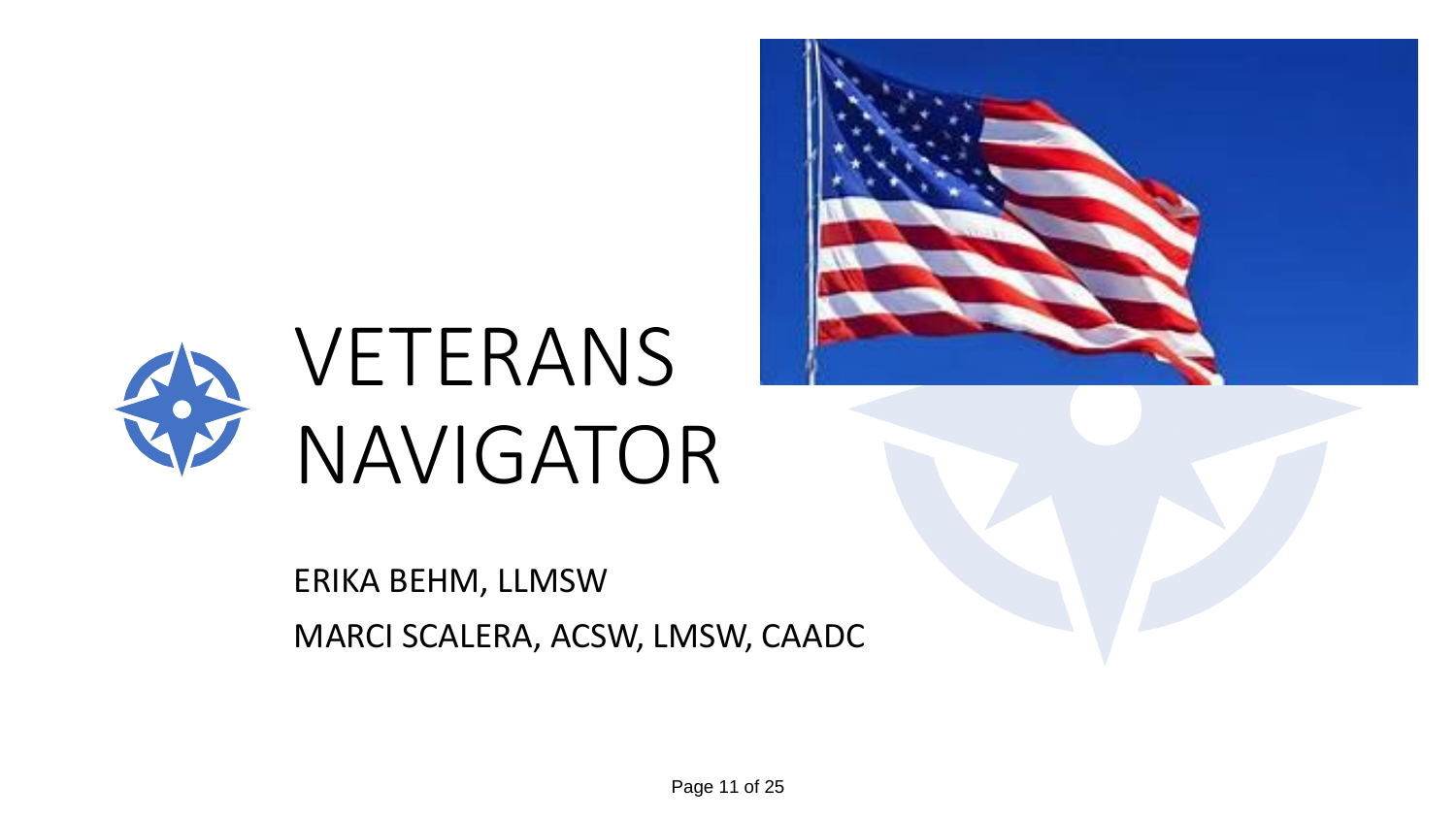# VETERANS NAVIGATOR

ERIKA BEHM, LLMSW

MARCI SCALERA, ACSW, LMSW, CAADC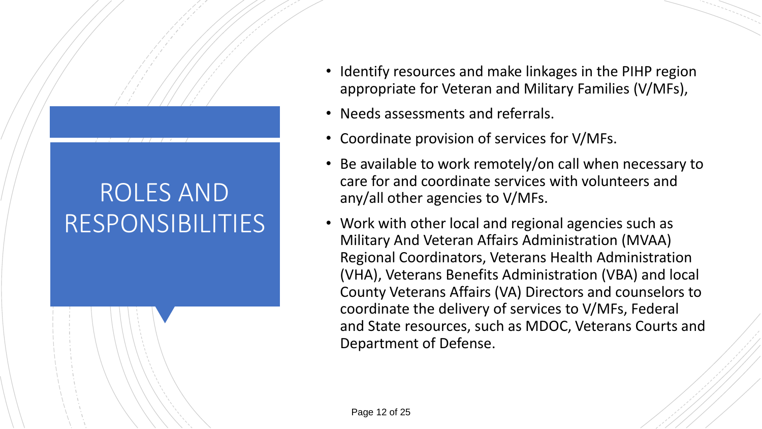# ROLES AND RESPONSIBILITIES

- Identify resources and make linkages in the PIHP region appropriate for Veteran and Military Families (V/MFs),
- Needs assessments and referrals.
- Coordinate provision of services for V/MFs.
- Be available to work remotely/on call when necessary to care for and coordinate services with volunteers and any/all other agencies to V/MFs.
- Work with other local and regional agencies such as Military And Veteran Affairs Administration (MVAA) Regional Coordinators, Veterans Health Administration (VHA), Veterans Benefits Administration (VBA) and local County Veterans Affairs (VA) Directors and counselors to coordinate the delivery of services to V/MFs, Federal and State resources, such as MDOC, Veterans Courts and Department of Defense.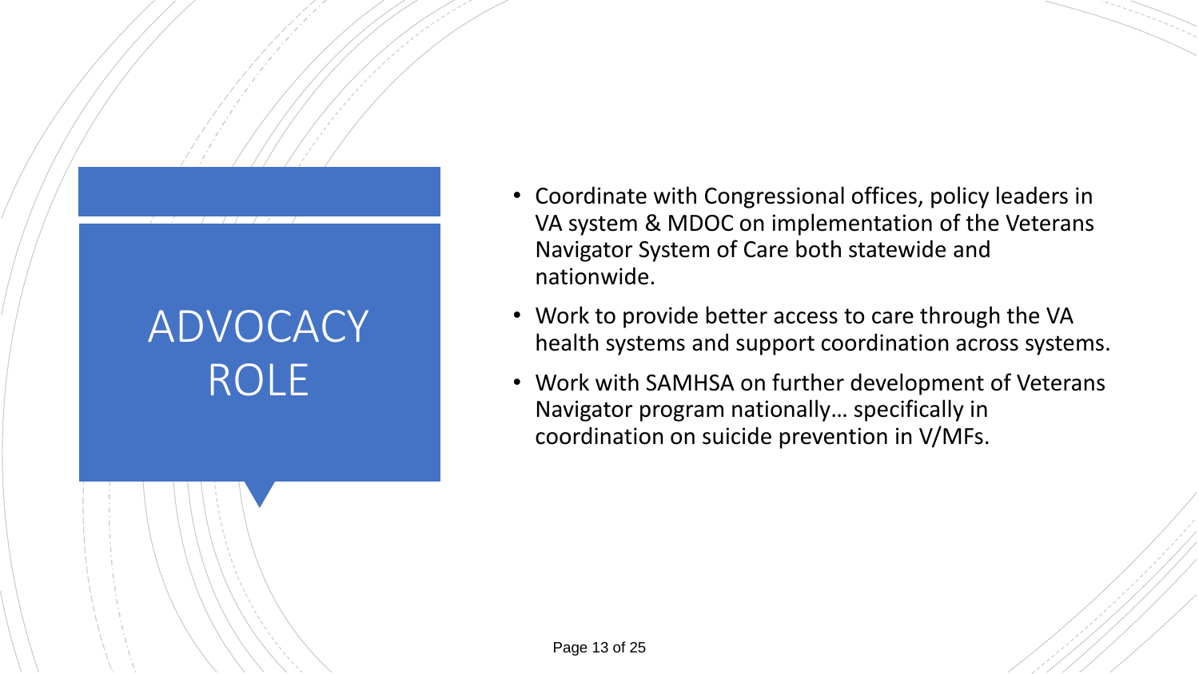# ADVOCACY ROLE

- Coordinate with Congressional offices, policy leaders in VA system & MDOC on implementation of the Veterans Navigator System of Care both statewide and nationwide.
- Work to provide better access to care through the VA health systems and support coordination across systems.
- Work with SAMHSA on further development of Veterans Navigator program nationally… specifically in coordination on suicide prevention in V/MFs.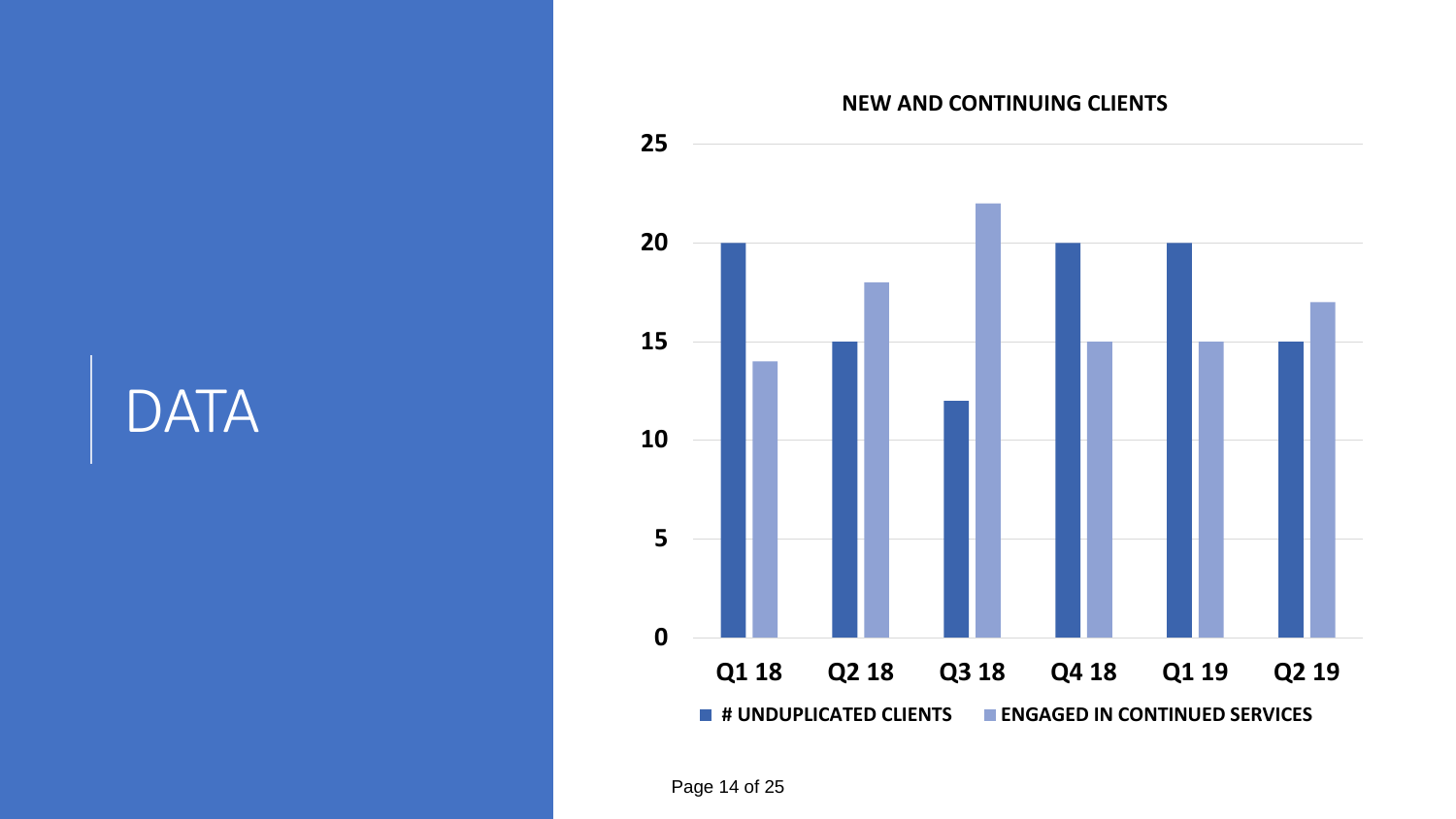# DATA

**NEW AND CONTINUING CLIENTS**

| Quarter | # UNDUPLICATED CLIENTS | ENGAGED IN CONTINUED SERVICES |
|---|---|---|
| Q1 18 | 20 | 14 |
| Q2 18 | 15 | 18 |
| Q3 18 | 12 | 22 |
| Q4 18 | 20 | 15 |
| Q1 19 | 20 | 15 |
| Q2 19 | 15 | 17 |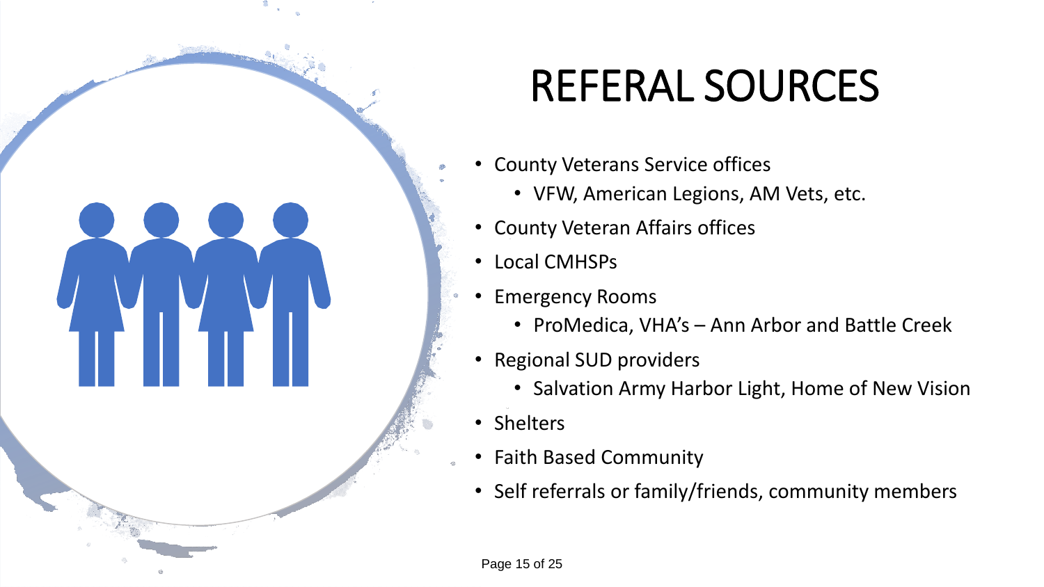# REFERAL SOURCES

- County Veterans Service offices
  - VFW, American Legions, AM Vets, etc.
- County Veteran Affairs offices
- Local CMHSPs
- Emergency Rooms
  - ProMedica, VHA's – Ann Arbor and Battle Creek
- Regional SUD providers
  - Salvation Army Harbor Light, Home of New Vision
- Shelters
- Faith Based Community
- Self referrals or family/friends, community members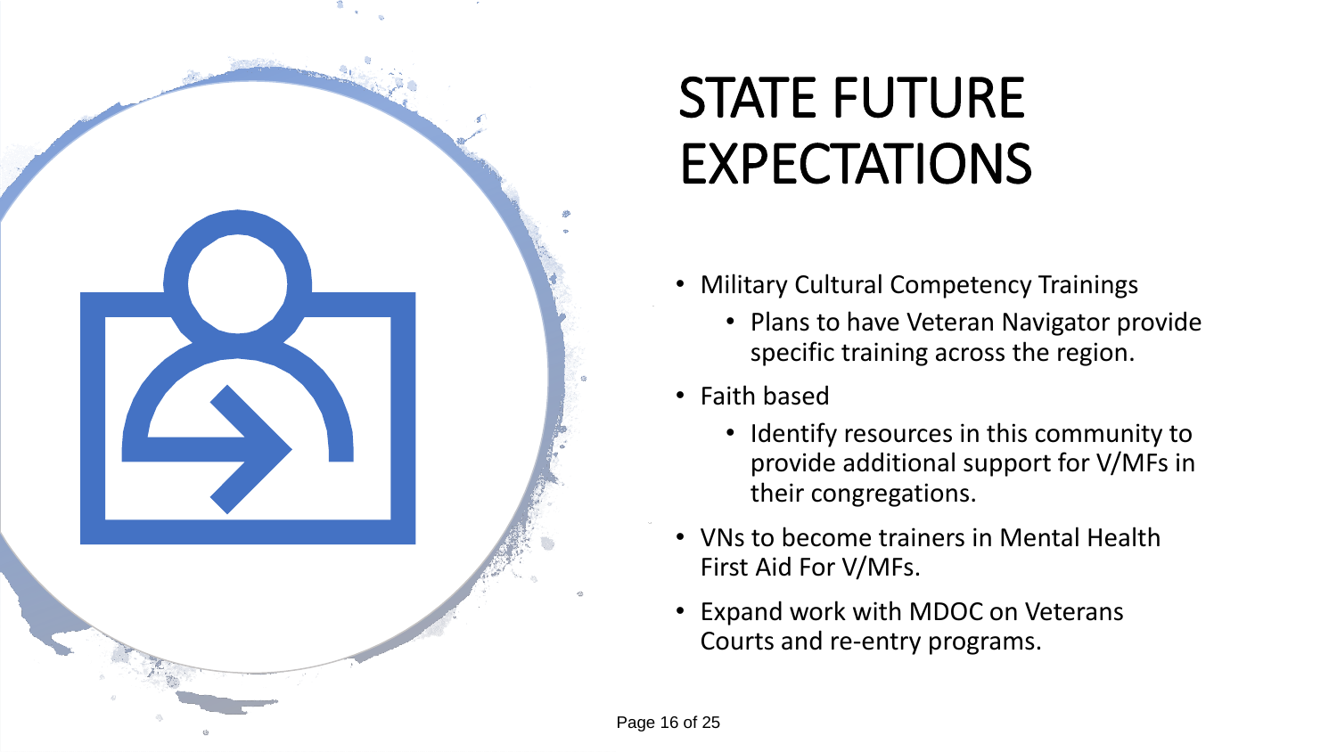# STATE FUTURE EXPECTATIONS

- Military Cultural Competency Trainings
  - Plans to have Veteran Navigator provide specific training across the region.
- Faith based
  - Identify resources in this community to provide additional support for V/MFs in their congregations.
- VNs to become trainers in Mental Health First Aid For V/MFs.
- Expand work with MDOC on Veterans Courts and re-entry programs.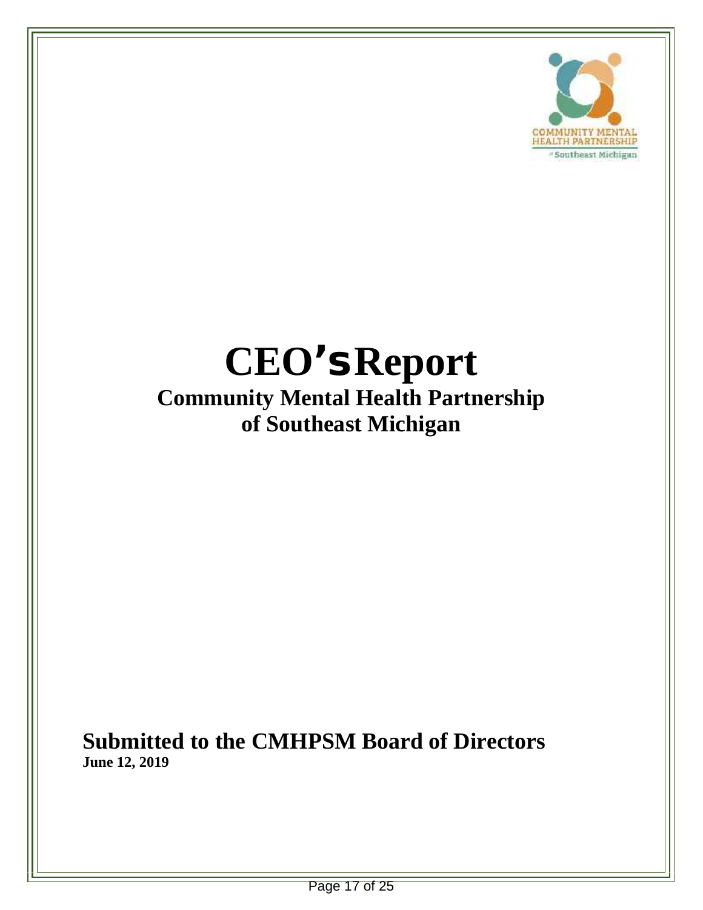# CEO's Report

## Community Mental Health Partnership of Southeast Michigan

**Submitted to the CMHPSM Board of Directors**

**June 12, 2019**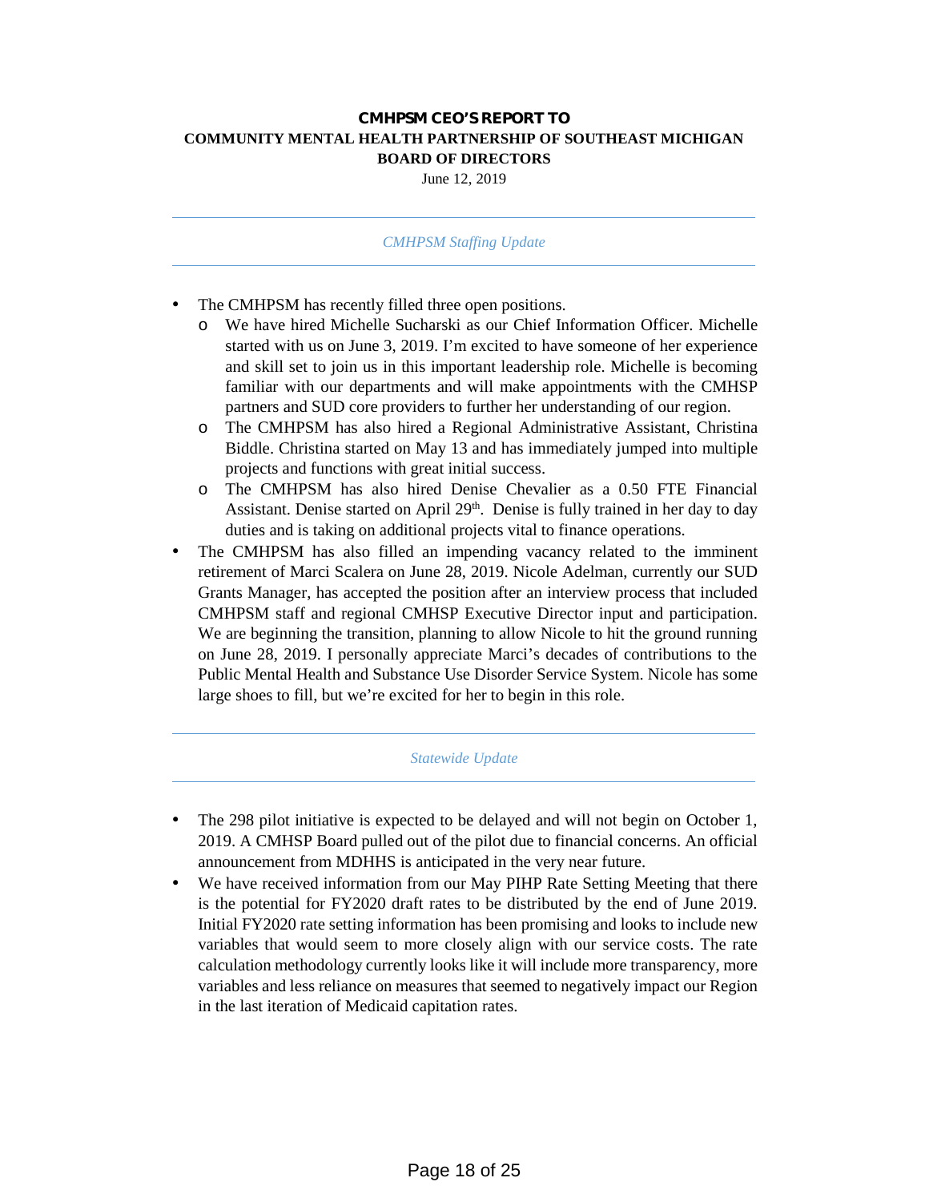**CMHPSM CEO'S REPORT TO**
**COMMUNITY MENTAL HEALTH PARTNERSHIP OF SOUTHEAST MICHIGAN**
**BOARD OF DIRECTORS**

June 12, 2019

---

*CMHPSM Staffing Update*

---

- The CMHPSM has recently filled three open positions.
  - We have hired Michelle Sucharski as our Chief Information Officer. Michelle started with us on June 3, 2019. I'm excited to have someone of her experience and skill set to join us in this important leadership role. Michelle is becoming familiar with our departments and will make appointments with the CMHSP partners and SUD core providers to further her understanding of our region.
  - The CMHPSM has also hired a Regional Administrative Assistant, Christina Biddle. Christina started on May 13 and has immediately jumped into multiple projects and functions with great initial success.
  - The CMHPSM has also hired Denise Chevalier as a 0.50 FTE Financial Assistant. Denise started on April 29th. Denise is fully trained in her day to day duties and is taking on additional projects vital to finance operations.
- The CMHPSM has also filled an impending vacancy related to the imminent retirement of Marci Scalera on June 28, 2019. Nicole Adelman, currently our SUD Grants Manager, has accepted the position after an interview process that included CMHPSM staff and regional CMHSP Executive Director input and participation. We are beginning the transition, planning to allow Nicole to hit the ground running on June 28, 2019. I personally appreciate Marci's decades of contributions to the Public Mental Health and Substance Use Disorder Service System. Nicole has some large shoes to fill, but we're excited for her to begin in this role.

---

*Statewide Update*

---

- The 298 pilot initiative is expected to be delayed and will not begin on October 1, 2019. A CMHSP Board pulled out of the pilot due to financial concerns. An official announcement from MDHHS is anticipated in the very near future.
- We have received information from our May PIHP Rate Setting Meeting that there is the potential for FY2020 draft rates to be distributed by the end of June 2019. Initial FY2020 rate setting information has been promising and looks to include new variables that would seem to more closely align with our service costs. The rate calculation methodology currently looks like it will include more transparency, more variables and less reliance on measures that seemed to negatively impact our Region in the last iteration of Medicaid capitation rates.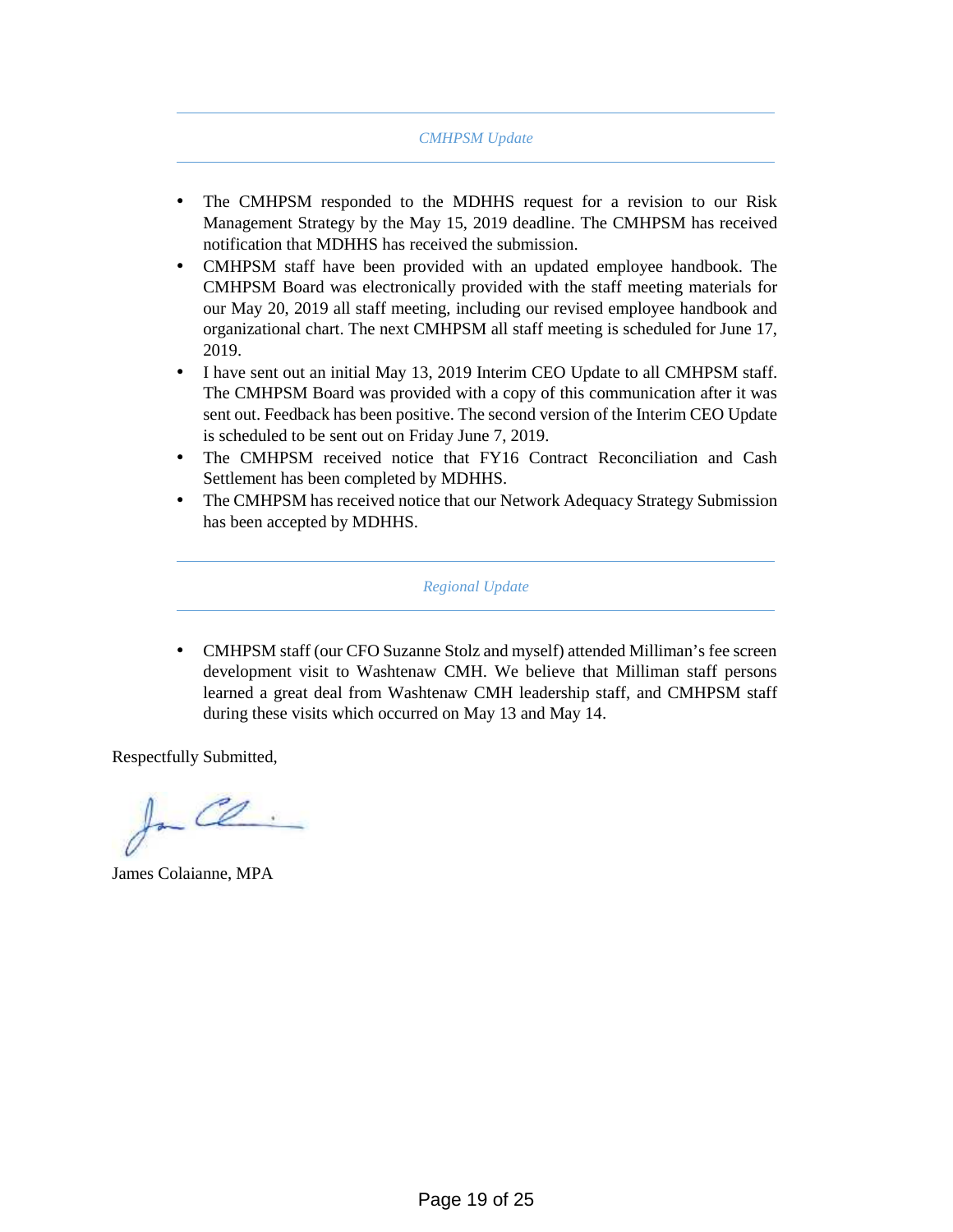*CMHPSM Update*

- The CMHPSM responded to the MDHHS request for a revision to our Risk Management Strategy by the May 15, 2019 deadline. The CMHPSM has received notification that MDHHS has received the submission.
- CMHPSM staff have been provided with an updated employee handbook. The CMHPSM Board was electronically provided with the staff meeting materials for our May 20, 2019 all staff meeting, including our revised employee handbook and organizational chart. The next CMHPSM all staff meeting is scheduled for June 17, 2019.
- I have sent out an initial May 13, 2019 Interim CEO Update to all CMHPSM staff. The CMHPSM Board was provided with a copy of this communication after it was sent out. Feedback has been positive. The second version of the Interim CEO Update is scheduled to be sent out on Friday June 7, 2019.
- The CMHPSM received notice that FY16 Contract Reconciliation and Cash Settlement has been completed by MDHHS.
- The CMHPSM has received notice that our Network Adequacy Strategy Submission has been accepted by MDHHS.

*Regional Update*

- CMHPSM staff (our CFO Suzanne Stolz and myself) attended Milliman's fee screen development visit to Washtenaw CMH. We believe that Milliman staff persons learned a great deal from Washtenaw CMH leadership staff, and CMHPSM staff during these visits which occurred on May 13 and May 14.

Respectfully Submitted,

James Colaianne, MPA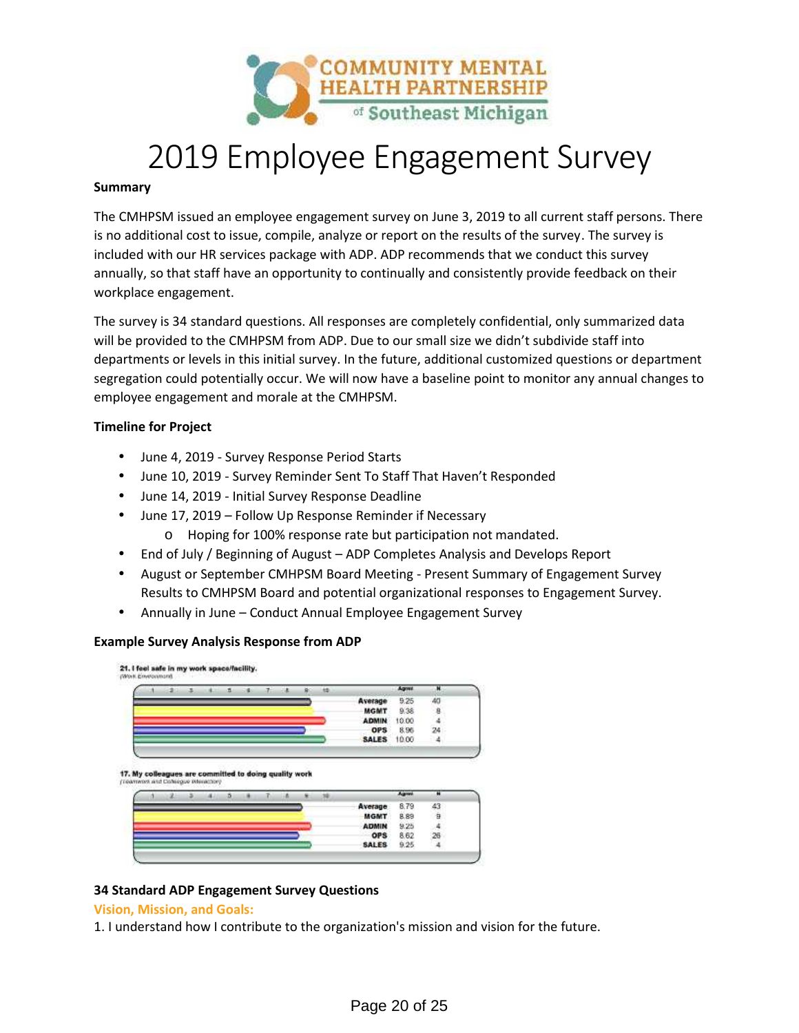# 2019 Employee Engagement Survey

**Summary**

The CMHPSM issued an employee engagement survey on June 3, 2019 to all current staff persons. There is no additional cost to issue, compile, analyze or report on the results of the survey. The survey is included with our HR services package with ADP. ADP recommends that we conduct this survey annually, so that staff have an opportunity to continually and consistently provide feedback on their workplace engagement.

The survey is 34 standard questions. All responses are completely confidential, only summarized data will be provided to the CMHPSM from ADP. Due to our small size we didn't subdivide staff into departments or levels in this initial survey. In the future, additional customized questions or department segregation could potentially occur. We will now have a baseline point to monitor any annual changes to employee engagement and morale at the CMHPSM.

**Timeline for Project**

- June 4, 2019 - Survey Response Period Starts
- June 10, 2019 - Survey Reminder Sent To Staff That Haven't Responded
- June 14, 2019 - Initial Survey Response Deadline
- June 17, 2019 – Follow Up Response Reminder if Necessary
  - Hoping for 100% response rate but participation not mandated.
- End of July / Beginning of August – ADP Completes Analysis and Develops Report
- August or September CMHPSM Board Meeting - Present Summary of Engagement Survey Results to CMHPSM Board and potential organizational responses to Engagement Survey.
- Annually in June – Conduct Annual Employee Engagement Survey

**Example Survey Analysis Response from ADP**

**21. I feel safe in my work space/facility.**
(Work Environment)

| | Agree | N |
|---|---|---|
| Average | 9.25 | 40 |
| MGMT | 9.38 | 8 |
| ADMIN | 10.00 | 4 |
| OPS | 8.96 | 24 |
| SALES | 10.00 | 4 |

**17. My colleagues are committed to doing quality work**
(Teamwork and Colleague Interaction)

| | Agree | N |
|---|---|---|
| Average | 8.79 | 43 |
| MGMT | 8.89 | 9 |
| ADMIN | 9.25 | 4 |
| OPS | 8.62 | 26 |
| SALES | 9.25 | 4 |

**34 Standard ADP Engagement Survey Questions**

**Vision, Mission, and Goals:**

1. I understand how I contribute to the organization's mission and vision for the future.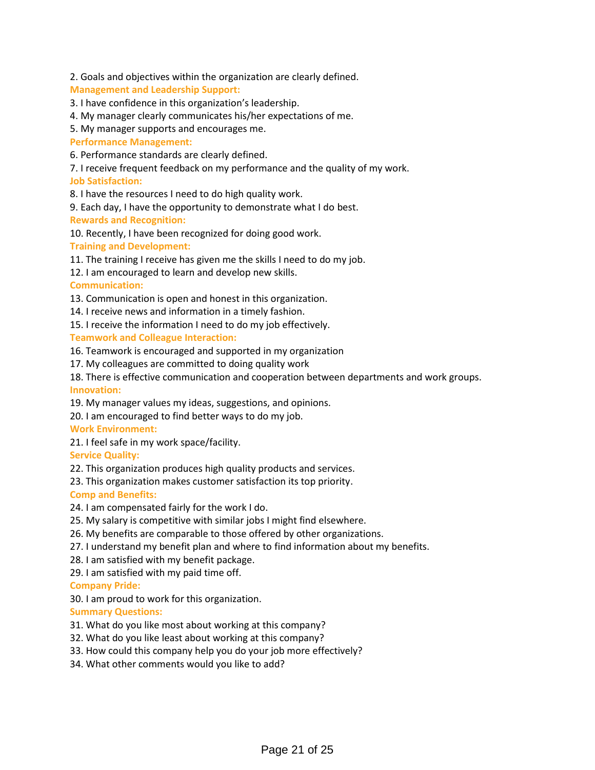2. Goals and objectives within the organization are clearly defined.

**Management and Leadership Support:**

3. I have confidence in this organization's leadership.
4. My manager clearly communicates his/her expectations of me.
5. My manager supports and encourages me.

**Performance Management:**

6. Performance standards are clearly defined.
7. I receive frequent feedback on my performance and the quality of my work.

**Job Satisfaction:**

8. I have the resources I need to do high quality work.
9. Each day, I have the opportunity to demonstrate what I do best.

**Rewards and Recognition:**

10. Recently, I have been recognized for doing good work.

**Training and Development:**

11. The training I receive has given me the skills I need to do my job.
12. I am encouraged to learn and develop new skills.

**Communication:**

13. Communication is open and honest in this organization.
14. I receive news and information in a timely fashion.
15. I receive the information I need to do my job effectively.

**Teamwork and Colleague Interaction:**

16. Teamwork is encouraged and supported in my organization
17. My colleagues are committed to doing quality work
18. There is effective communication and cooperation between departments and work groups.

**Innovation:**

19. My manager values my ideas, suggestions, and opinions.
20. I am encouraged to find better ways to do my job.

**Work Environment:**

21. I feel safe in my work space/facility.

**Service Quality:**

22. This organization produces high quality products and services.
23. This organization makes customer satisfaction its top priority.

**Comp and Benefits:**

24. I am compensated fairly for the work I do.
25. My salary is competitive with similar jobs I might find elsewhere.
26. My benefits are comparable to those offered by other organizations.
27. I understand my benefit plan and where to find information about my benefits.
28. I am satisfied with my benefit package.
29. I am satisfied with my paid time off.

**Company Pride:**

30. I am proud to work for this organization.

**Summary Questions:**

31. What do you like most about working at this company?
32. What do you like least about working at this company?
33. How could this company help you do your job more effectively?
34. What other comments would you like to add?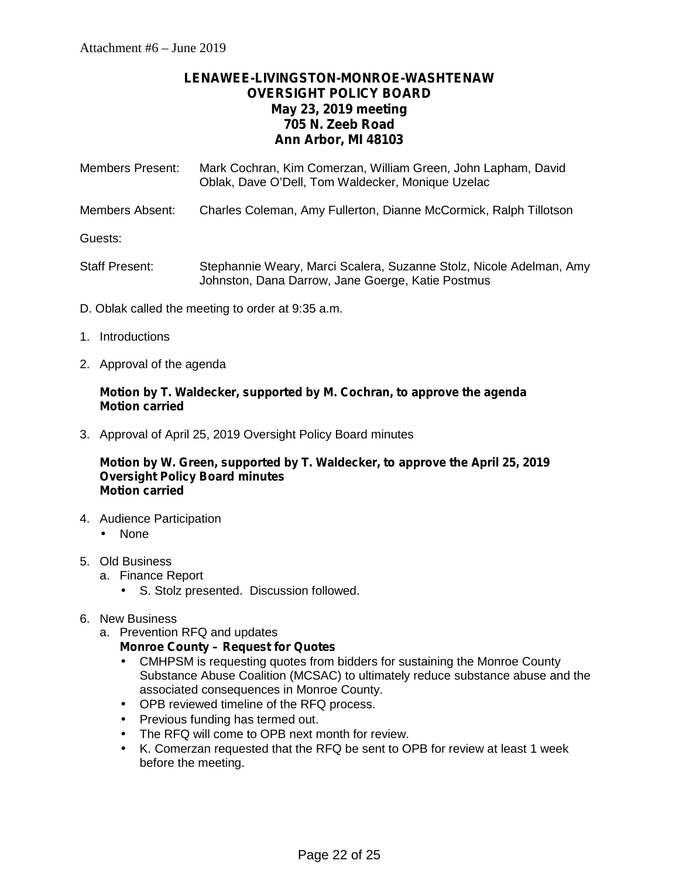Attachment #6 – June 2019

**LENAWEE-LIVINGSTON-MONROE-WASHTENAW**
**OVERSIGHT POLICY BOARD**
**May 23, 2019 meeting**
**705 N. Zeeb Road**
**Ann Arbor, MI 48103**

Members Present: Mark Cochran, Kim Comerzan, William Green, John Lapham, David Oblak, Dave O'Dell, Tom Waldecker, Monique Uzelac

Members Absent: Charles Coleman, Amy Fullerton, Dianne McCormick, Ralph Tillotson

Guests:

Staff Present: Stephannie Weary, Marci Scalera, Suzanne Stolz, Nicole Adelman, Amy Johnston, Dana Darrow, Jane Goerge, Katie Postmus

D. Oblak called the meeting to order at 9:35 a.m.

1. Introductions

2. Approval of the agenda

   **Motion by T. Waldecker, supported by M. Cochran, to approve the agenda**
   **Motion carried**

3. Approval of April 25, 2019 Oversight Policy Board minutes

   **Motion by W. Green, supported by T. Waldecker, to approve the April 25, 2019 Oversight Policy Board minutes**
   **Motion carried**

4. Audience Participation
   - None

5. Old Business
   a. Finance Report
      - S. Stolz presented. Discussion followed.

6. New Business
   a. Prevention RFQ and updates
      **Monroe County – Request for Quotes**
      - CMHPSM is requesting quotes from bidders for sustaining the Monroe County Substance Abuse Coalition (MCSAC) to ultimately reduce substance abuse and the associated consequences in Monroe County.
      - OPB reviewed timeline of the RFQ process.
      - Previous funding has termed out.
      - The RFQ will come to OPB next month for review.
      - K. Comerzan requested that the RFQ be sent to OPB for review at least 1 week before the meeting.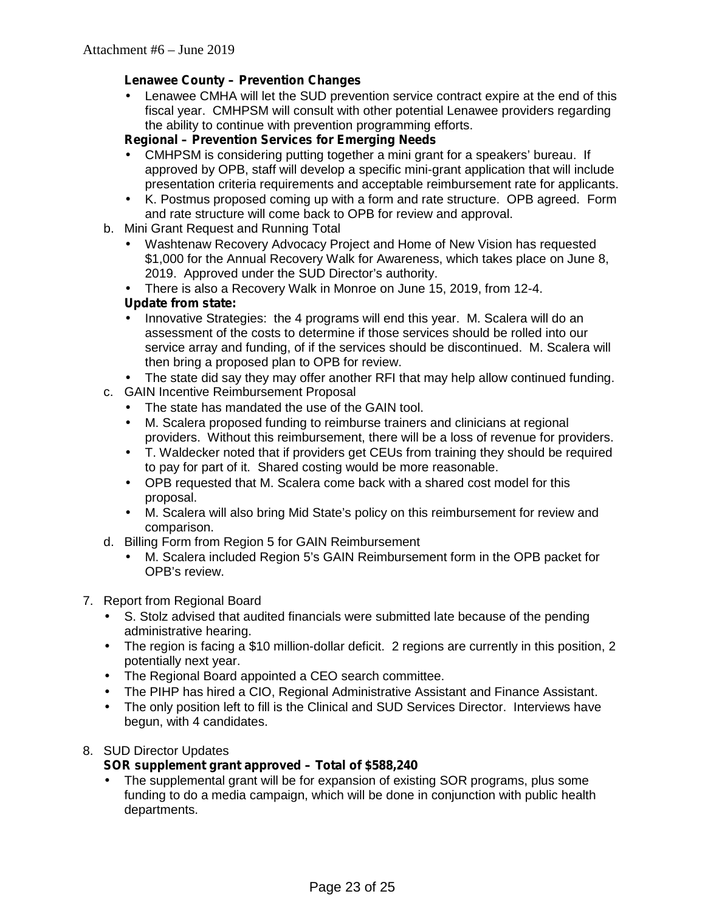Attachment #6 – June 2019

**Lenawee County – Prevention Changes**

- Lenawee CMHA will let the SUD prevention service contract expire at the end of this fiscal year. CMHPSM will consult with other potential Lenawee providers regarding the ability to continue with prevention programming efforts.

**Regional – Prevention Services for Emerging Needs**

- CMHPSM is considering putting together a mini grant for a speakers' bureau. If approved by OPB, staff will develop a specific mini-grant application that will include presentation criteria requirements and acceptable reimbursement rate for applicants.
- K. Postmus proposed coming up with a form and rate structure. OPB agreed. Form and rate structure will come back to OPB for review and approval.

b. Mini Grant Request and Running Total

- Washtenaw Recovery Advocacy Project and Home of New Vision has requested $1,000 for the Annual Recovery Walk for Awareness, which takes place on June 8, 2019. Approved under the SUD Director's authority.
- There is also a Recovery Walk in Monroe on June 15, 2019, from 12-4.

**Update from state:**

- Innovative Strategies: the 4 programs will end this year. M. Scalera will do an assessment of the costs to determine if those services should be rolled into our service array and funding, of if the services should be discontinued. M. Scalera will then bring a proposed plan to OPB for review.
- The state did say they may offer another RFI that may help allow continued funding.

c. GAIN Incentive Reimbursement Proposal

- The state has mandated the use of the GAIN tool.
- M. Scalera proposed funding to reimburse trainers and clinicians at regional providers. Without this reimbursement, there will be a loss of revenue for providers.
- T. Waldecker noted that if providers get CEUs from training they should be required to pay for part of it. Shared costing would be more reasonable.
- OPB requested that M. Scalera come back with a shared cost model for this proposal.
- M. Scalera will also bring Mid State's policy on this reimbursement for review and comparison.

d. Billing Form from Region 5 for GAIN Reimbursement

- M. Scalera included Region 5's GAIN Reimbursement form in the OPB packet for OPB's review.

7. Report from Regional Board

- S. Stolz advised that audited financials were submitted late because of the pending administrative hearing.
- The region is facing a $10 million-dollar deficit. 2 regions are currently in this position, 2 potentially next year.
- The Regional Board appointed a CEO search committee.
- The PIHP has hired a CIO, Regional Administrative Assistant and Finance Assistant.
- The only position left to fill is the Clinical and SUD Services Director. Interviews have begun, with 4 candidates.

8. SUD Director Updates

**SOR supplement grant approved – Total of $588,240**

- The supplemental grant will be for expansion of existing SOR programs, plus some funding to do a media campaign, which will be done in conjunction with public health departments.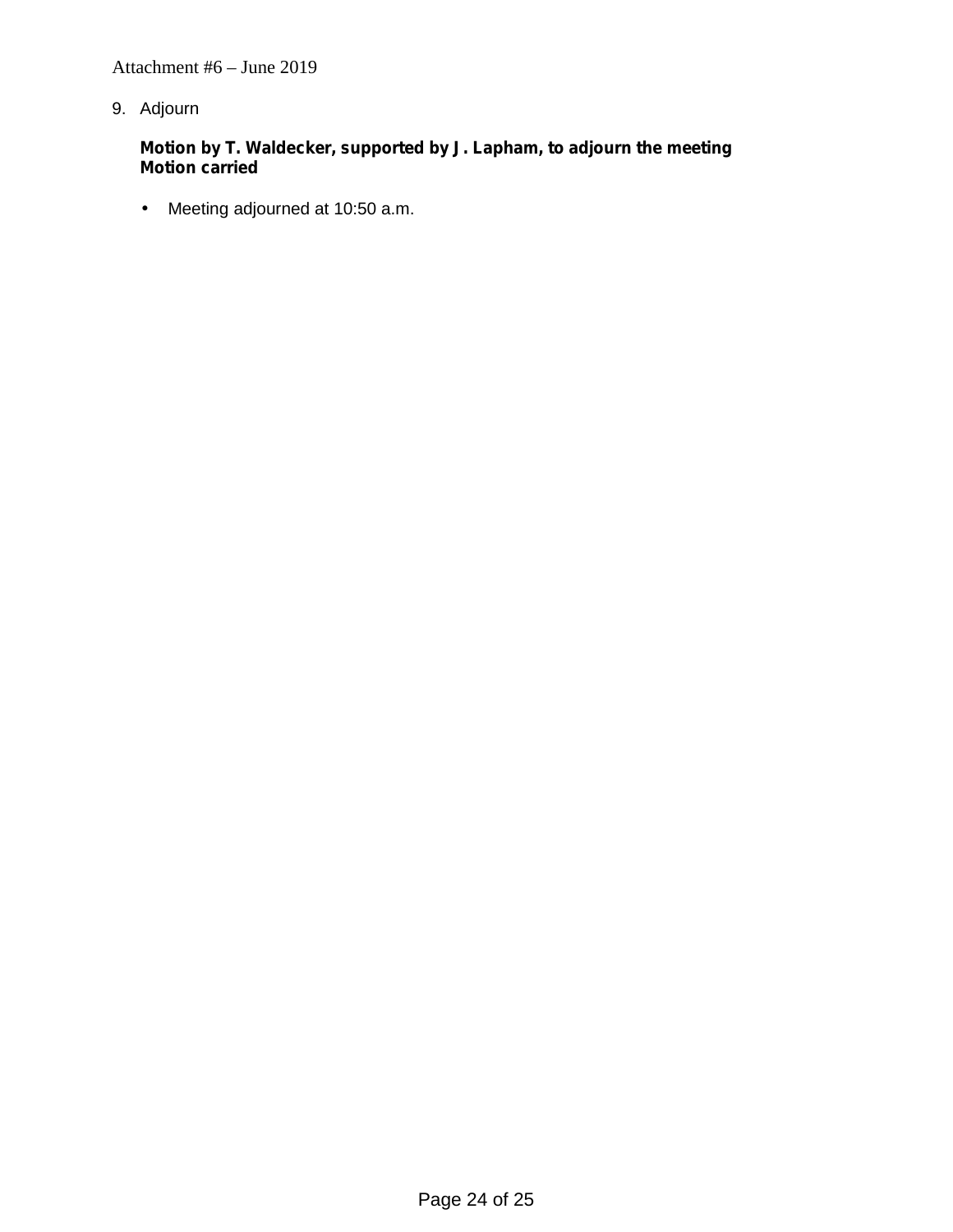Attachment #6 – June 2019

9. Adjourn

   **Motion by T. Waldecker, supported by J. Lapham, to adjourn the meeting**
   **Motion carried**

   - Meeting adjourned at 10:50 a.m.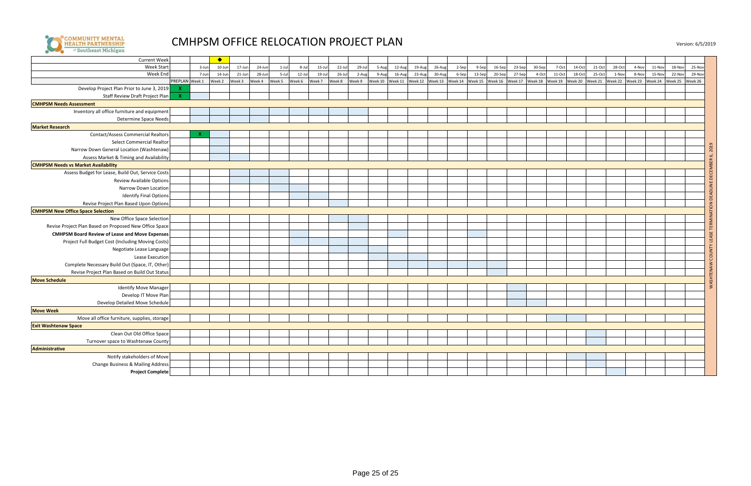# CMHPSM OFFICE RELOCATION PROJECT PLAN

COMMUNITY MENTAL HEALTH PARTNERSHIP of Southeast Michigan

Version: 6/5/2019

| Current Week | | ◆ | | | | | | | | | | | | | | | | | | | | | | | | | |
|---|---|---|---|---|---|---|---|---|---|---|---|---|---|---|---|---|---|---|---|---|---|---|---|---|---|---|---|
| Week Start | | 3-Jun | 10-Jun | 17-Jun | 24-Jun | 1-Jul | 8-Jul | 15-Jul | 22-Jul | 29-Jul | 5-Aug | 12-Aug | 19-Aug | 26-Aug | 2-Sep | 9-Sep | 16-Sep | 23-Sep | 30-Sep | 7-Oct | 14-Oct | 21-Oct | 28-Oct | 4-Nov | 11-Nov | 18-Nov | 25-Nov |
| Week End | | 7-Jun | 14-Jun | 21-Jun | 28-Jun | 5-Jul | 12-Jul | 19-Jul | 26-Jul | 2-Aug | 9-Aug | 16-Aug | 23-Aug | 30-Aug | 6-Sep | 13-Sep | 20-Sep | 27-Sep | 4-Oct | 11-Oct | 18-Oct | 25-Oct | 1-Nov | 8-Nov | 15-Nov | 22-Nov | 29-Nov |
| | PREPLAN | Week 1 | Week 2 | Week 3 | Week 4 | Week 5 | Week 6 | Week 7 | Week 8 | Week 9 | Week 10 | Week 11 | Week 12 | Week 13 | Week 14 | Week 15 | Week 16 | Week 17 | Week 18 | Week 19 | Week 20 | Week 21 | Week 22 | Week 23 | Week 24 | Week 25 | Week 26 |
| Develop Project Plan Prior to June 3, 2019 | X | | | | | | | | | | | | | | | | | | | | | | | | | | |
| Staff Review Draft Project Plan | X | | | | | | | | | | | | | | | | | | | | | | | | | | |
| **CMHPSM Needs Assessment** | | | | | | | | | | | | | | | | | | | | | | | | | | | |
| Inventory all office furniture and equipment | | | | | | | | | | | | | | | | | | | | | | | | | | | |
| Determine Space Needs | | | | | | | | | | | | | | | | | | | | | | | | | | | |
| **Market Research** | | | | | | | | | | | | | | | | | | | | | | | | | | | |
| Contact/Assess Commercial Realtors | | X | | | | | | | | | | | | | | | | | | | | | | | | | |
| Select Commercial Realtor | | | | | | | | | | | | | | | | | | | | | | | | | | | |
| Narrow Down General Location (Washtenaw) | | | | | | | | | | | | | | | | | | | | | | | | | | | |
| Assess Market & Timing and Availability | | | | | | | | | | | | | | | | | | | | | | | | | | | |
| **CMHPSM Needs vs Market Availability** | | | | | | | | | | | | | | | | | | | | | | | | | | | |
| Assess Budget for Lease, Build Out, Service Costs | | | | | | | | | | | | | | | | | | | | | | | | | | | |
| Review Available Options | | | | | | | | | | | | | | | | | | | | | | | | | | | |
| Narrow Down Location | | | | | | | | | | | | | | | | | | | | | | | | | | | |
| Identify Final Options | | | | | | | | | | | | | | | | | | | | | | | | | | | |
| Revise Project Plan Based Upon Options | | | | | | | | | | | | | | | | | | | | | | | | | | | |
| **CMHPSM New Office Space Selection** | | | | | | | | | | | | | | | | | | | | | | | | | | | |
| New Office Space Selection | | | | | | | | | | | | | | | | | | | | | | | | | | | |
| Revise Project Plan Based on Proposed New Office Space | | | | | | | | | | | | | | | | | | | | | | | | | | | |
| **CMHPSM Board Review of Lease and Move Expenses** | | | | | | | | | | | | | | | | | | | | | | | | | | | |
| Project Full Budget Cost (Including Moving Costs) | | | | | | | | | | | | | | | | | | | | | | | | | | | |
| Negotiate Lease Language | | | | | | | | | | | | | | | | | | | | | | | | | | | |
| Lease Execution | | | | | | | | | | | | | | | | | | | | | | | | | | | |
| Complete Necessary Build Out (Space, IT, Other) | | | | | | | | | | | | | | | | | | | | | | | | | | | |
| Revise Project Plan Based on Build Out Status | | | | | | | | | | | | | | | | | | | | | | | | | | | |
| **Move Schedule** | | | | | | | | | | | | | | | | | | | | | | | | | | | |
| Identify Move Manager | | | | | | | | | | | | | | | | | | | | | | | | | | | |
| Develop IT Move Plan | | | | | | | | | | | | | | | | | | | | | | | | | | | |
| Develop Detailed Move Schedule | | | | | | | | | | | | | | | | | | | | | | | | | | | |
| **Move Week** | | | | | | | | | | | | | | | | | | | | | | | | | | | |
| Move all office furniture, supplies, storage | | | | | | | | | | | | | | | | | | | | | | | | | | | |
| **Exit Washtenaw Space** | | | | | | | | | | | | | | | | | | | | | | | | | | | |
| Clean Out Old Office Space | | | | | | | | | | | | | | | | | | | | | | | | | | | |
| Turnover space to Washtenaw County | | | | | | | | | | | | | | | | | | | | | | | | | | | |
| **Administrative** | | | | | | | | | | | | | | | | | | | | | | | | | | | |
| Notify stakeholders of Move | | | | | | | | | | | | | | | | | | | | | | | | | | | |
| Change Business & Mailing Address | | | | | | | | | | | | | | | | | | | | | | | | | | | |
| **Project Complete** | | | | | | | | | | | | | | | | | | | | | | | | | | | |

WASHTENAW COUNTY LEASE TERMINATION DEADLINE DECEMBER 6, 2019